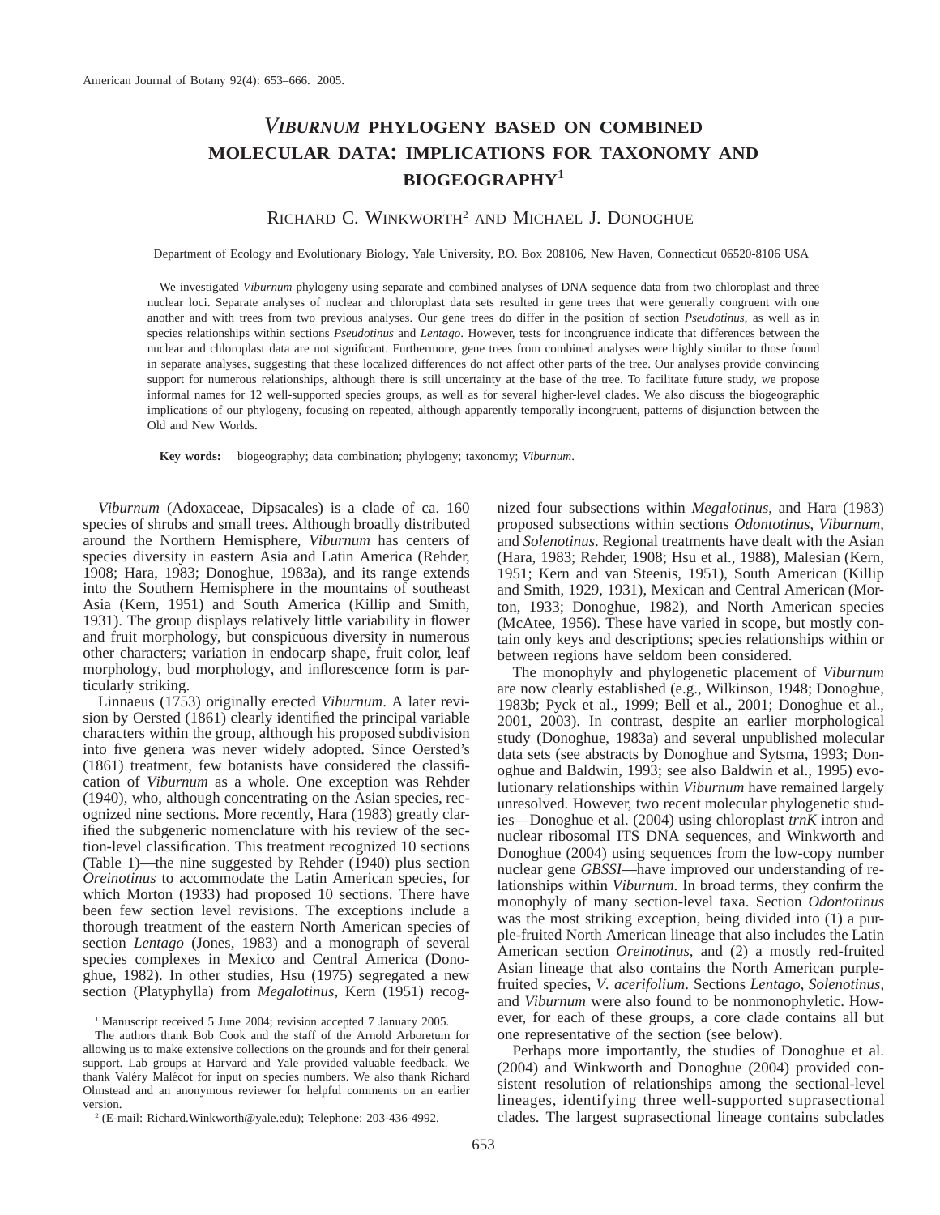# *Viburnum* phylogeny based on combined molecular data: implications for taxonomy and biogeography[1]

Richard C. Winkworth[2] and Michael J. Donoghue

Department of Ecology and Evolutionary Biology, Yale University, P.O. Box 208106, New Haven, Connecticut 06520-8106 USA

We investigated *Viburnum* phylogeny using separate and combined analyses of DNA sequence data from two chloroplast and three nuclear loci. Separate analyses of nuclear and chloroplast data sets resulted in gene trees that were generally congruent with one another and with trees from two previous analyses. Our gene trees do differ in the position of section *Pseudotinus*, as well as in species relationships within sections *Pseudotinus* and *Lentago*. However, tests for incongruence indicate that differences between the nuclear and chloroplast data are not significant. Furthermore, gene trees from combined analyses were highly similar to those found in separate analyses, suggesting that these localized differences do not affect other parts of the tree. Our analyses provide convincing support for numerous relationships, although there is still uncertainty at the base of the tree. To facilitate future study, we propose informal names for 12 well-supported species groups, as well as for several higher-level clades. We also discuss the biogeographic implications of our phylogeny, focusing on repeated, although apparently temporally incongruent, patterns of disjunction between the Old and New Worlds.

**Key words:** biogeography; data combination; phylogeny; taxonomy; *Viburnum*.

*Viburnum* (Adoxaceae, Dipsacales) is a clade of ca. 160 species of shrubs and small trees. Although broadly distributed around the Northern Hemisphere, *Viburnum* has centers of species diversity in eastern Asia and Latin America (Rehder, 1908; Hara, 1983; Donoghue, 1983a), and its range extends into the Southern Hemisphere in the mountains of southeast Asia (Kern, 1951) and South America (Killip and Smith, 1931). The group displays relatively little variability in flower and fruit morphology, but conspicuous diversity in numerous other characters; variation in endocarp shape, fruit color, leaf morphology, bud morphology, and inflorescence form is particularly striking.

Linnaeus (1753) originally erected *Viburnum*. A later revision by Oersted (1861) clearly identified the principal variable characters within the group, although his proposed subdivision into five genera was never widely adopted. Since Oersted's (1861) treatment, few botanists have considered the classification of *Viburnum* as a whole. One exception was Rehder (1940), who, although concentrating on the Asian species, recognized nine sections. More recently, Hara (1983) greatly clarified the subgeneric nomenclature with his review of the section-level classification. This treatment recognized 10 sections (Table 1)—the nine suggested by Rehder (1940) plus section *Oreinotinus* to accommodate the Latin American species, for which Morton (1933) had proposed 10 sections. There have been few section level revisions. The exceptions include a thorough treatment of the eastern North American species of section *Lentago* (Jones, 1983) and a monograph of several species complexes in Mexico and Central America (Donoghue, 1982). In other studies, Hsu (1975) segregated a new section (Platyphylla) from *Megalotinus*, Kern (1951) recognized four subsections within *Megalotinus*, and Hara (1983) proposed subsections within sections *Odontotinus*, *Viburnum*, and *Solenotinus*. Regional treatments have dealt with the Asian (Hara, 1983; Rehder, 1908; Hsu et al., 1988), Malesian (Kern, 1951; Kern and van Steenis, 1951), South American (Killip and Smith, 1929, 1931), Mexican and Central American (Morton, 1933; Donoghue, 1982), and North American species (McAtee, 1956). These have varied in scope, but mostly contain only keys and descriptions; species relationships within or between regions have seldom been considered.

The monophyly and phylogenetic placement of *Viburnum* are now clearly established (e.g., Wilkinson, 1948; Donoghue, 1983b; Pyck et al., 1999; Bell et al., 2001; Donoghue et al., 2001, 2003). In contrast, despite an earlier morphological study (Donoghue, 1983a) and several unpublished molecular data sets (see abstracts by Donoghue and Sytsma, 1993; Donoghue and Baldwin, 1993; see also Baldwin et al., 1995) evolutionary relationships within *Viburnum* have remained largely unresolved. However, two recent molecular phylogenetic studies—Donoghue et al. (2004) using chloroplast *trnK* intron and nuclear ribosomal ITS DNA sequences, and Winkworth and Donoghue (2004) using sequences from the low-copy number nuclear gene *GBSSI*—have improved our understanding of relationships within *Viburnum*. In broad terms, they confirm the monophyly of many section-level taxa. Section *Odontotinus* was the most striking exception, being divided into (1) a purple-fruited North American lineage that also includes the Latin American section *Oreinotinus*, and (2) a mostly red-fruited Asian lineage that also contains the North American purple-fruited species, *V. acerifolium*. Sections *Lentago*, *Solenotinus*, and *Viburnum* were also found to be nonmonophyletic. However, for each of these groups, a core clade contains all but one representative of the section (see below).

Perhaps more importantly, the studies of Donoghue et al. (2004) and Winkworth and Donoghue (2004) provided consistent resolution of relationships among the sectional-level lineages, identifying three well-supported suprasectional clades. The largest suprasectional lineage contains subclades

---

[1] Manuscript received 5 June 2004; revision accepted 7 January 2005.

The authors thank Bob Cook and the staff of the Arnold Arboretum for allowing us to make extensive collections on the grounds and for their general support. Lab groups at Harvard and Yale provided valuable feedback. We thank Valéry Malécot for input on species numbers. We also thank Richard Olmstead and an anonymous reviewer for helpful comments on an earlier version.

[2] (E-mail: Richard.Winkworth@yale.edu); Telephone: 203-436-4992.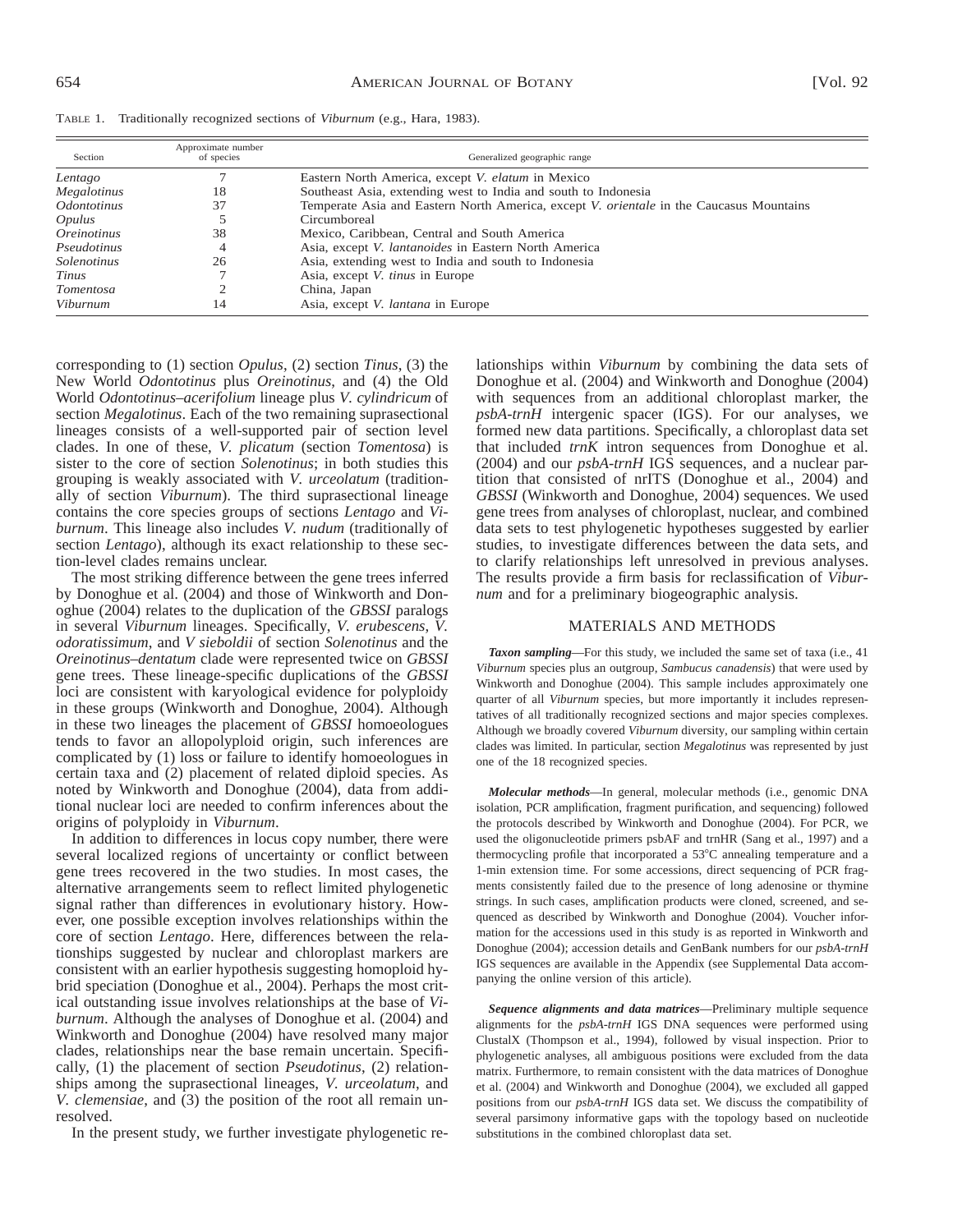TABLE 1. Traditionally recognized sections of *Viburnum* (e.g., Hara, 1983).

| Section | Approximate number of species | Generalized geographic range |
|---|---|---|
| *Lentago* | 7 | Eastern North America, except *V. elatum* in Mexico |
| *Megalotinus* | 18 | Southeast Asia, extending west to India and south to Indonesia |
| *Odontotinus* | 37 | Temperate Asia and Eastern North America, except *V. orientale* in the Caucasus Mountains |
| *Opulus* | 5 | Circumboreal |
| *Oreinotinus* | 38 | Mexico, Caribbean, Central and South America |
| *Pseudotinus* | 4 | Asia, except *V. lantanoides* in Eastern North America |
| *Solenotinus* | 26 | Asia, extending west to India and south to Indonesia |
| *Tinus* | 7 | Asia, except *V. tinus* in Europe |
| *Tomentosa* | 2 | China, Japan |
| *Viburnum* | 14 | Asia, except *V. lantana* in Europe |

corresponding to (1) section *Opulus*, (2) section *Tinus*, (3) the New World *Odontotinus* plus *Oreinotinus*, and (4) the Old World *Odontotinus–acerifolium* lineage plus *V. cylindricum* of section *Megalotinus*. Each of the two remaining suprasectional lineages consists of a well-supported pair of section level clades. In one of these, *V. plicatum* (section *Tomentosa*) is sister to the core of section *Solenotinus*; in both studies this grouping is weakly associated with *V. urceolatum* (traditionally of section *Viburnum*). The third suprasectional lineage contains the core species groups of sections *Lentago* and *Viburnum*. This lineage also includes *V. nudum* (traditionally of section *Lentago*), although its exact relationship to these section-level clades remains unclear.

The most striking difference between the gene trees inferred by Donoghue et al. (2004) and those of Winkworth and Donoghue (2004) relates to the duplication of the *GBSSI* paralogs in several *Viburnum* lineages. Specifically, *V. erubescens*, *V. odoratissimum*, and *V sieboldii* of section *Solenotinus* and the *Oreinotinus–dentatum* clade were represented twice on *GBSSI* gene trees. These lineage-specific duplications of the *GBSSI* loci are consistent with karyological evidence for polyploidy in these groups (Winkworth and Donoghue, 2004). Although in these two lineages the placement of *GBSSI* homoeologues tends to favor an allopolyploid origin, such inferences are complicated by (1) loss or failure to identify homoeologues in certain taxa and (2) placement of related diploid species. As noted by Winkworth and Donoghue (2004), data from additional nuclear loci are needed to confirm inferences about the origins of polyploidy in *Viburnum*.

In addition to differences in locus copy number, there were several localized regions of uncertainty or conflict between gene trees recovered in the two studies. In most cases, the alternative arrangements seem to reflect limited phylogenetic signal rather than differences in evolutionary history. However, one possible exception involves relationships within the core of section *Lentago*. Here, differences between the relationships suggested by nuclear and chloroplast markers are consistent with an earlier hypothesis suggesting homoploid hybrid speciation (Donoghue et al., 2004). Perhaps the most critical outstanding issue involves relationships at the base of *Viburnum*. Although the analyses of Donoghue et al. (2004) and Winkworth and Donoghue (2004) have resolved many major clades, relationships near the base remain uncertain. Specifically, (1) the placement of section *Pseudotinus*, (2) relationships among the suprasectional lineages, *V. urceolatum*, and *V. clemensiae*, and (3) the position of the root all remain unresolved.

In the present study, we further investigate phylogenetic relationships within *Viburnum* by combining the data sets of Donoghue et al. (2004) and Winkworth and Donoghue (2004) with sequences from an additional chloroplast marker, the *psbA-trnH* intergenic spacer (IGS). For our analyses, we formed new data partitions. Specifically, a chloroplast data set that included *trnK* intron sequences from Donoghue et al. (2004) and our *psbA-trnH* IGS sequences, and a nuclear partition that consisted of nrITS (Donoghue et al., 2004) and *GBSSI* (Winkworth and Donoghue, 2004) sequences. We used gene trees from analyses of chloroplast, nuclear, and combined data sets to test phylogenetic hypotheses suggested by earlier studies, to investigate differences between the data sets, and to clarify relationships left unresolved in previous analyses. The results provide a firm basis for reclassification of *Viburnum* and for a preliminary biogeographic analysis.

## MATERIALS AND METHODS

***Taxon sampling***—For this study, we included the same set of taxa (i.e., 41 *Viburnum* species plus an outgroup, *Sambucus canadensis*) that were used by Winkworth and Donoghue (2004). This sample includes approximately one quarter of all *Viburnum* species, but more importantly it includes representatives of all traditionally recognized sections and major species complexes. Although we broadly covered *Viburnum* diversity, our sampling within certain clades was limited. In particular, section *Megalotinus* was represented by just one of the 18 recognized species.

***Molecular methods***—In general, molecular methods (i.e., genomic DNA isolation, PCR amplification, fragment purification, and sequencing) followed the protocols described by Winkworth and Donoghue (2004). For PCR, we used the oligonucleotide primers psbAF and trnHR (Sang et al., 1997) and a thermocycling profile that incorporated a 53°C annealing temperature and a 1-min extension time. For some accessions, direct sequencing of PCR fragments consistently failed due to the presence of long adenosine or thymine strings. In such cases, amplification products were cloned, screened, and sequenced as described by Winkworth and Donoghue (2004). Voucher information for the accessions used in this study is as reported in Winkworth and Donoghue (2004); accession details and GenBank numbers for our *psbA-trnH* IGS sequences are available in the Appendix (see Supplemental Data accompanying the online version of this article).

***Sequence alignments and data matrices***—Preliminary multiple sequence alignments for the *psbA-trnH* IGS DNA sequences were performed using ClustalX (Thompson et al., 1994), followed by visual inspection. Prior to phylogenetic analyses, all ambiguous positions were excluded from the data matrix. Furthermore, to remain consistent with the data matrices of Donoghue et al. (2004) and Winkworth and Donoghue (2004), we excluded all gapped positions from our *psbA-trnH* IGS data set. We discuss the compatibility of several parsimony informative gaps with the topology based on nucleotide substitutions in the combined chloroplast data set.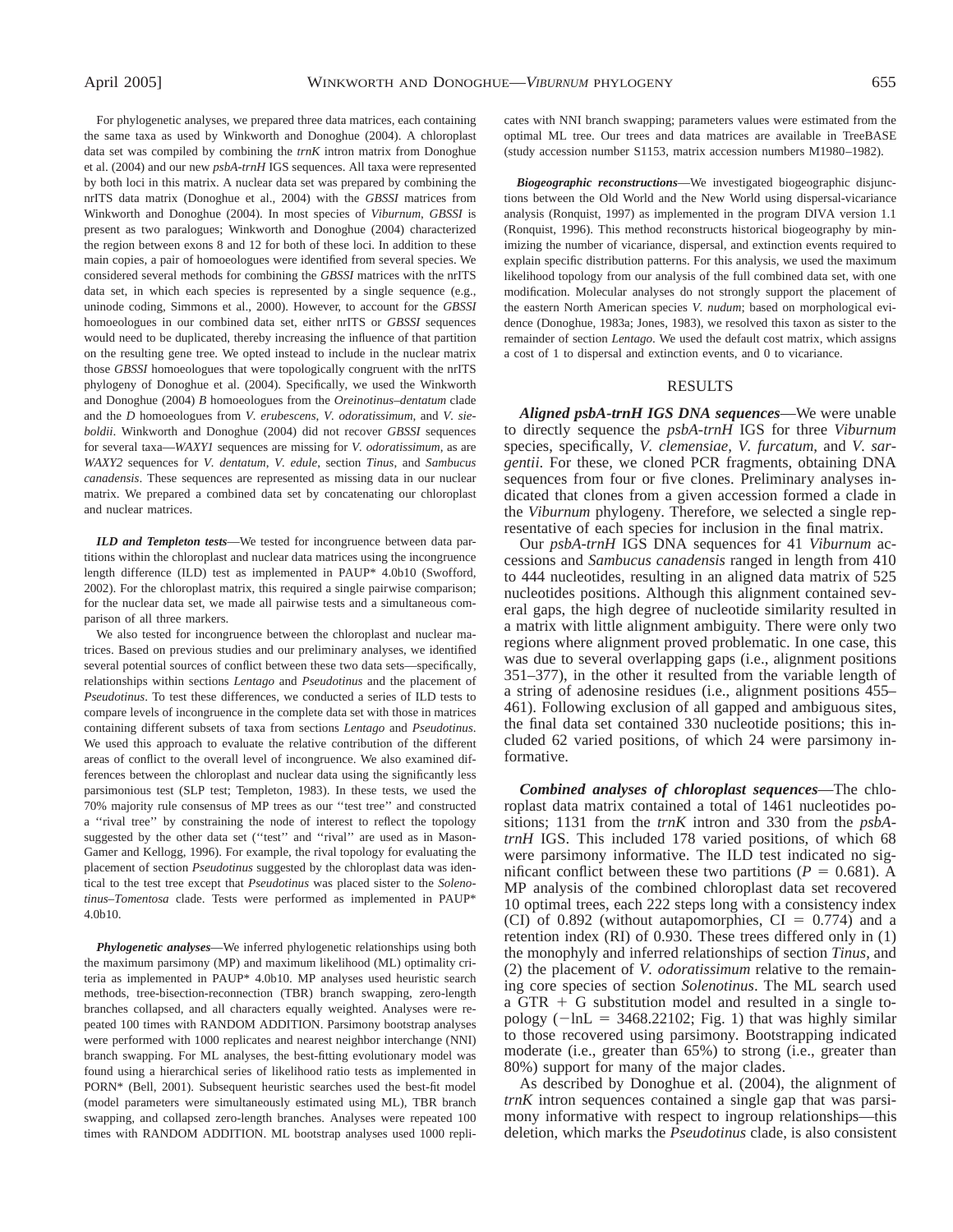For phylogenetic analyses, we prepared three data matrices, each containing the same taxa as used by Winkworth and Donoghue (2004). A chloroplast data set was compiled by combining the *trnK* intron matrix from Donoghue et al. (2004) and our new *psbA-trnH* IGS sequences. All taxa were represented by both loci in this matrix. A nuclear data set was prepared by combining the nrITS data matrix (Donoghue et al., 2004) with the *GBSSI* matrices from Winkworth and Donoghue (2004). In most species of *Viburnum*, *GBSSI* is present as two paralogues; Winkworth and Donoghue (2004) characterized the region between exons 8 and 12 for both of these loci. In addition to these main copies, a pair of homoeologues were identified from several species. We considered several methods for combining the *GBSSI* matrices with the nrITS data set, in which each species is represented by a single sequence (e.g., uninode coding, Simmons et al., 2000). However, to account for the *GBSSI* homoeologues in our combined data set, either nrITS or *GBSSI* sequences would need to be duplicated, thereby increasing the influence of that partition on the resulting gene tree. We opted instead to include in the nuclear matrix those *GBSSI* homoeologues that were topologically congruent with the nrITS phylogeny of Donoghue et al. (2004). Specifically, we used the Winkworth and Donoghue (2004) *B* homoeologues from the *Oreinotinus–dentatum* clade and the *D* homoeologues from *V. erubescens*, *V. odoratissimum*, and *V. sieboldii*. Winkworth and Donoghue (2004) did not recover *GBSSI* sequences for several taxa—*WAXY1* sequences are missing for *V. odoratissimum*, as are *WAXY2* sequences for *V. dentatum*, *V. edule*, section *Tinus*, and *Sambucus canadensis*. These sequences are represented as missing data in our nuclear matrix. We prepared a combined data set by concatenating our chloroplast and nuclear matrices.

***ILD and Templeton tests***—We tested for incongruence between data partitions within the chloroplast and nuclear data matrices using the incongruence length difference (ILD) test as implemented in PAUP* 4.0b10 (Swofford, 2002). For the chloroplast matrix, this required a single pairwise comparison; for the nuclear data set, we made all pairwise tests and a simultaneous comparison of all three markers.

We also tested for incongruence between the chloroplast and nuclear matrices. Based on previous studies and our preliminary analyses, we identified several potential sources of conflict between these two data sets—specifically, relationships within sections *Lentago* and *Pseudotinus* and the placement of *Pseudotinus*. To test these differences, we conducted a series of ILD tests to compare levels of incongruence in the complete data set with those in matrices containing different subsets of taxa from sections *Lentago* and *Pseudotinus*. We used this approach to evaluate the relative contribution of the different areas of conflict to the overall level of incongruence. We also examined differences between the chloroplast and nuclear data using the significantly less parsimonious test (SLP test; Templeton, 1983). In these tests, we used the 70% majority rule consensus of MP trees as our ''test tree'' and constructed a ''rival tree'' by constraining the node of interest to reflect the topology suggested by the other data set (''test'' and ''rival'' are used as in Mason-Gamer and Kellogg, 1996). For example, the rival topology for evaluating the placement of section *Pseudotinus* suggested by the chloroplast data was identical to the test tree except that *Pseudotinus* was placed sister to the *Solenotinus–Tomentosa* clade. Tests were performed as implemented in PAUP* 4.0b10.

***Phylogenetic analyses***—We inferred phylogenetic relationships using both the maximum parsimony (MP) and maximum likelihood (ML) optimality criteria as implemented in PAUP* 4.0b10. MP analyses used heuristic search methods, tree-bisection-reconnection (TBR) branch swapping, zero-length branches collapsed, and all characters equally weighted. Analyses were repeated 100 times with RANDOM ADDITION. Parsimony bootstrap analyses were performed with 1000 replicates and nearest neighbor interchange (NNI) branch swapping. For ML analyses, the best-fitting evolutionary model was found using a hierarchical series of likelihood ratio tests as implemented in PORN* (Bell, 2001). Subsequent heuristic searches used the best-fit model (model parameters were simultaneously estimated using ML), TBR branch swapping, and collapsed zero-length branches. Analyses were repeated 100 times with RANDOM ADDITION. ML bootstrap analyses used 1000 replicates with NNI branch swapping; parameters values were estimated from the optimal ML tree. Our trees and data matrices are available in TreeBASE (study accession number S1153, matrix accession numbers M1980–1982).

***Biogeographic reconstructions***—We investigated biogeographic disjunctions between the Old World and the New World using dispersal-vicariance analysis (Ronquist, 1997) as implemented in the program DIVA version 1.1 (Ronquist, 1996). This method reconstructs historical biogeography by minimizing the number of vicariance, dispersal, and extinction events required to explain specific distribution patterns. For this analysis, we used the maximum likelihood topology from our analysis of the full combined data set, with one modification. Molecular analyses do not strongly support the placement of the eastern North American species *V. nudum*; based on morphological evidence (Donoghue, 1983a; Jones, 1983), we resolved this taxon as sister to the remainder of section *Lentago*. We used the default cost matrix, which assigns a cost of 1 to dispersal and extinction events, and 0 to vicariance.

## RESULTS

***Aligned psbA-trnH IGS DNA sequences***—We were unable to directly sequence the *psbA-trnH* IGS for three *Viburnum* species, specifically, *V. clemensiae*, *V. furcatum*, and *V. sargentii*. For these, we cloned PCR fragments, obtaining DNA sequences from four or five clones. Preliminary analyses indicated that clones from a given accession formed a clade in the *Viburnum* phylogeny. Therefore, we selected a single representative of each species for inclusion in the final matrix.

Our *psbA-trnH* IGS DNA sequences for 41 *Viburnum* accessions and *Sambucus canadensis* ranged in length from 410 to 444 nucleotides, resulting in an aligned data matrix of 525 nucleotides positions. Although this alignment contained several gaps, the high degree of nucleotide similarity resulted in a matrix with little alignment ambiguity. There were only two regions where alignment proved problematic. In one case, this was due to several overlapping gaps (i.e., alignment positions 351–377), in the other it resulted from the variable length of a string of adenosine residues (i.e., alignment positions 455–461). Following exclusion of all gapped and ambiguous sites, the final data set contained 330 nucleotide positions; this included 62 varied positions, of which 24 were parsimony informative.

***Combined analyses of chloroplast sequences***—The chloroplast data matrix contained a total of 1461 nucleotides positions; 1131 from the *trnK* intron and 330 from the *psbA-trnH* IGS. This included 178 varied positions, of which 68 were parsimony informative. The ILD test indicated no significant conflict between these two partitions ($P = 0.681$). A MP analysis of the combined chloroplast data set recovered 10 optimal trees, each 222 steps long with a consistency index (CI) of 0.892 (without autapomorphies, CI = 0.774) and a retention index (RI) of 0.930. These trees differed only in (1) the monophyly and inferred relationships of section *Tinus*, and (2) the placement of *V. odoratissimum* relative to the remaining core species of section *Solenotinus*. The ML search used a GTR + G substitution model and resulted in a single topology ($-\ln L = 3468.22102$; Fig. 1) that was highly similar to those recovered using parsimony. Bootstrapping indicated moderate (i.e., greater than 65%) to strong (i.e., greater than 80%) support for many of the major clades.

As described by Donoghue et al. (2004), the alignment of *trnK* intron sequences contained a single gap that was parsimony informative with respect to ingroup relationships—this deletion, which marks the *Pseudotinus* clade, is also consistent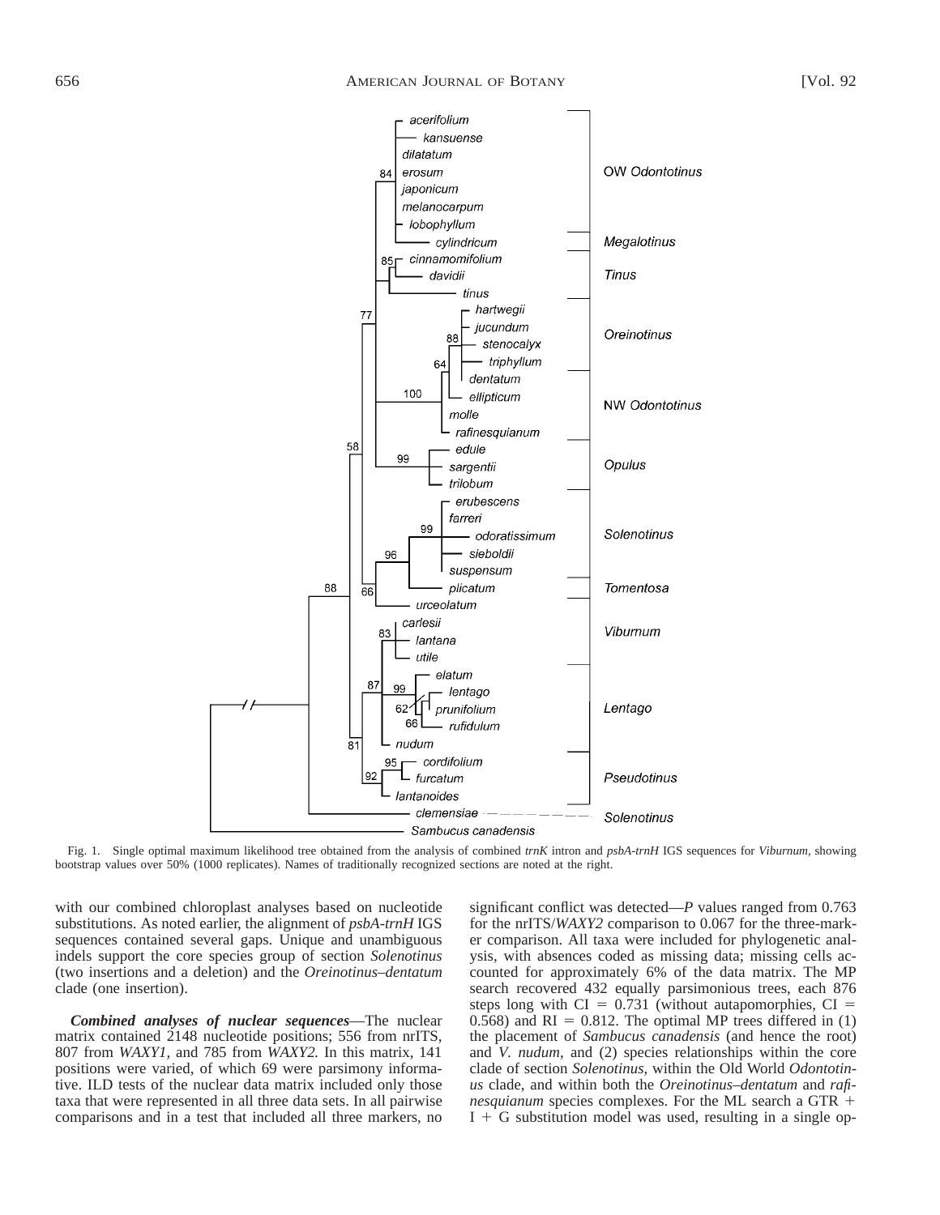Fig. 1. Single optimal maximum likelihood tree obtained from the analysis of combined *trnK* intron and *psbA-trnH* IGS sequences for *Viburnum*, showing bootstrap values over 50% (1000 replicates). Names of traditionally recognized sections are noted at the right.

with our combined chloroplast analyses based on nucleotide substitutions. As noted earlier, the alignment of *psbA-trnH* IGS sequences contained several gaps. Unique and unambiguous indels support the core species group of section *Solenotinus* (two insertions and a deletion) and the *Oreinotinus–dentatum* clade (one insertion).

***Combined analyses of nuclear sequences***—The nuclear matrix contained 2148 nucleotide positions; 556 from nrITS, 807 from *WAXY1*, and 785 from *WAXY2*. In this matrix, 141 positions were varied, of which 69 were parsimony informative. ILD tests of the nuclear data matrix included only those taxa that were represented in all three data sets. In all pairwise comparisons and in a test that included all three markers, no significant conflict was detected—*P* values ranged from 0.763 for the nrITS/*WAXY2* comparison to 0.067 for the three-marker comparison. All taxa were included for phylogenetic analysis, with absences coded as missing data; missing cells accounted for approximately 6% of the data matrix. The MP search recovered 432 equally parsimonious trees, each 876 steps long with CI = 0.731 (without autapomorphies, CI = 0.568) and RI = 0.812. The optimal MP trees differed in (1) the placement of *Sambucus canadensis* (and hence the root) and *V. nudum*, and (2) species relationships within the core clade of section *Solenotinus*, within the Old World *Odontotinus* clade, and within both the *Oreinotinus–dentatum* and *rafinesquianum* species complexes. For the ML search a GTR + I + G substitution model was used, resulting in a single op-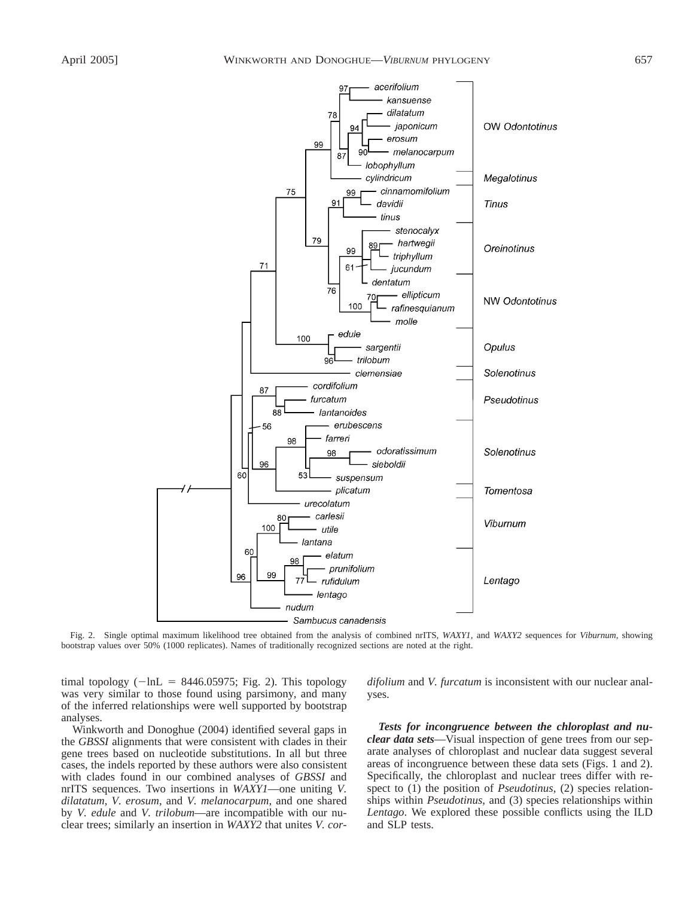Fig. 2. Single optimal maximum likelihood tree obtained from the analysis of combined nrITS, *WAXY1*, and *WAXY2* sequences for *Viburnum*, showing bootstrap values over 50% (1000 replicates). Names of traditionally recognized sections are noted at the right.

timal topology (−lnL = 8446.05975; Fig. 2). This topology was very similar to those found using parsimony, and many of the inferred relationships were well supported by bootstrap analyses.

Winkworth and Donoghue (2004) identified several gaps in the *GBSSI* alignments that were consistent with clades in their gene trees based on nucleotide substitutions. In all but three cases, the indels reported by these authors were also consistent with clades found in our combined analyses of *GBSSI* and nrITS sequences. Two insertions in *WAXY1*—one uniting *V. dilatatum*, *V. erosum*, and *V. melanocarpum*, and one shared by *V. edule* and *V. trilobum*—are incompatible with our nuclear trees; similarly an insertion in *WAXY2* that unites *V. cordifolium* and *V. furcatum* is inconsistent with our nuclear analyses.

***Tests for incongruence between the chloroplast and nuclear data sets***—Visual inspection of gene trees from our separate analyses of chloroplast and nuclear data suggest several areas of incongruence between these data sets (Figs. 1 and 2). Specifically, the chloroplast and nuclear trees differ with respect to (1) the position of *Pseudotinus*, (2) species relationships within *Pseudotinus*, and (3) species relationships within *Lentago*. We explored these possible conflicts using the ILD and SLP tests.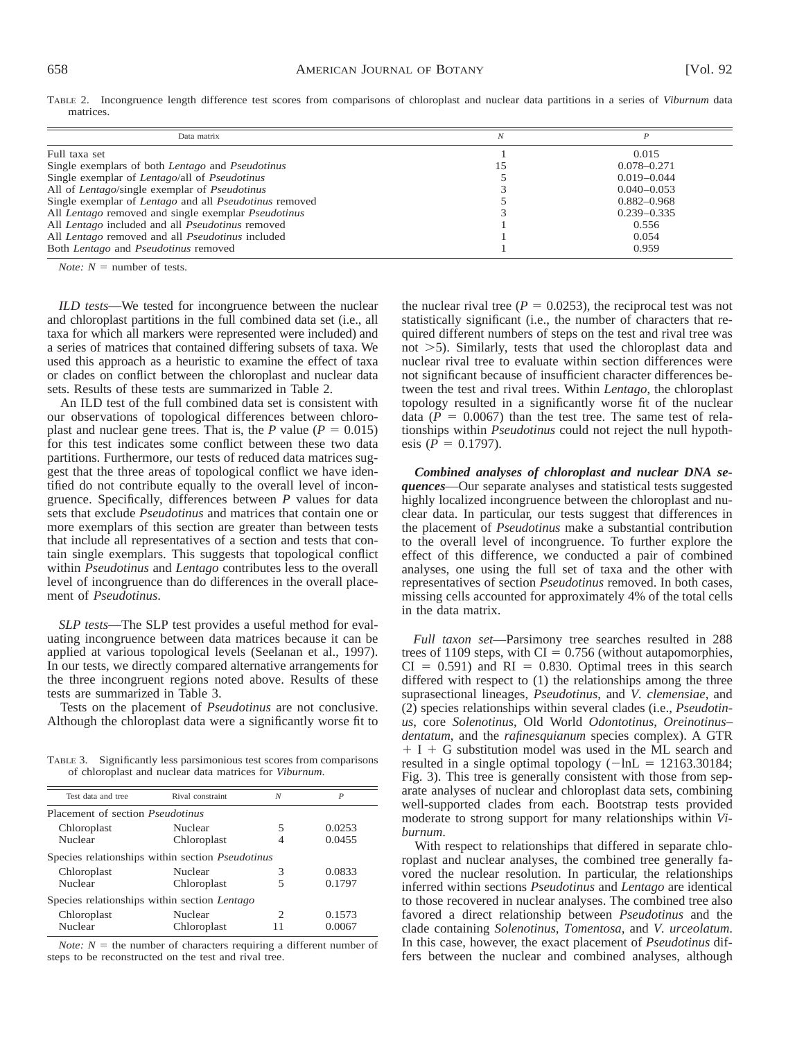TABLE 2. Incongruence length difference test scores from comparisons of chloroplast and nuclear data partitions in a series of *Viburnum* data matrices.

| Data matrix | *N* | *P* |
|---|---|---|
| Full taxa set | 1 | 0.015 |
| Single exemplars of both *Lentago* and *Pseudotinus* | 15 | 0.078–0.271 |
| Single exemplar of *Lentago*/all of *Pseudotinus* | 5 | 0.019–0.044 |
| All of *Lentago*/single exemplar of *Pseudotinus* | 3 | 0.040–0.053 |
| Single exemplar of *Lentago* and all *Pseudotinus* removed | 5 | 0.882–0.968 |
| All *Lentago* removed and single exemplar *Pseudotinus* | 3 | 0.239–0.335 |
| All *Lentago* included and all *Pseudotinus* removed | 1 | 0.556 |
| All *Lentago* removed and all *Pseudotinus* included | 1 | 0.054 |
| Both *Lentago* and *Pseudotinus* removed | 1 | 0.959 |

*Note:* $N$ = number of tests.

*ILD tests*—We tested for incongruence between the nuclear and chloroplast partitions in the full combined data set (i.e., all taxa for which all markers were represented were included) and a series of matrices that contained differing subsets of taxa. We used this approach as a heuristic to examine the effect of taxa or clades on conflict between the chloroplast and nuclear data sets. Results of these tests are summarized in Table 2.

An ILD test of the full combined data set is consistent with our observations of topological differences between chloroplast and nuclear gene trees. That is, the *P* value ($P = 0.015$) for this test indicates some conflict between these two data partitions. Furthermore, our tests of reduced data matrices suggest that the three areas of topological conflict we have identified do not contribute equally to the overall level of incongruence. Specifically, differences between *P* values for data sets that exclude *Pseudotinus* and matrices that contain one or more exemplars of this section are greater than between tests that include all representatives of a section and tests that contain single exemplars. This suggests that topological conflict within *Pseudotinus* and *Lentago* contributes less to the overall level of incongruence than do differences in the overall placement of *Pseudotinus*.

*SLP tests*—The SLP test provides a useful method for evaluating incongruence between data matrices because it can be applied at various topological levels (Seelanan et al., 1997). In our tests, we directly compared alternative arrangements for the three incongruent regions noted above. Results of these tests are summarized in Table 3.

Tests on the placement of *Pseudotinus* are not conclusive. Although the chloroplast data were a significantly worse fit to the nuclear rival tree ($P = 0.0253$), the reciprocal test was not statistically significant (i.e., the number of characters that required different numbers of steps on the test and rival tree was not >5). Similarly, tests that used the chloroplast data and nuclear rival tree to evaluate within section differences were not significant because of insufficient character differences between the test and rival trees. Within *Lentago*, the chloroplast topology resulted in a significantly worse fit of the nuclear data ($P = 0.0067$) than the test tree. The same test of relationships within *Pseudotinus* could not reject the null hypothesis ($P = 0.1797$).

TABLE 3. Significantly less parsimonious test scores from comparisons of chloroplast and nuclear data matrices for *Viburnum*.

| Test data and tree | Rival constraint | *N* | *P* |
|---|---|---|---|
| Placement of section *Pseudotinus* | | | |
| Chloroplast | Nuclear | 5 | 0.0253 |
| Nuclear | Chloroplast | 4 | 0.0455 |
| Species relationships within section *Pseudotinus* | | | |
| Chloroplast | Nuclear | 3 | 0.0833 |
| Nuclear | Chloroplast | 5 | 0.1797 |
| Species relationships within section *Lentago* | | | |
| Chloroplast | Nuclear | 2 | 0.1573 |
| Nuclear | Chloroplast | 11 | 0.0067 |

*Note:* $N$ = the number of characters requiring a different number of steps to be reconstructed on the test and rival tree.

***Combined analyses of chloroplast and nuclear DNA sequences***—Our separate analyses and statistical tests suggested highly localized incongruence between the chloroplast and nuclear data. In particular, our tests suggest that differences in the placement of *Pseudotinus* make a substantial contribution to the overall level of incongruence. To further explore the effect of this difference, we conducted a pair of combined analyses, one using the full set of taxa and the other with representatives of section *Pseudotinus* removed. In both cases, missing cells accounted for approximately 4% of the total cells in the data matrix.

*Full taxon set*—Parsimony tree searches resulted in 288 trees of 1109 steps, with CI = 0.756 (without autapomorphies, CI = 0.591) and RI = 0.830. Optimal trees in this search differed with respect to (1) the relationships among the three suprasectional lineages, *Pseudotinus*, and *V. clemensiae*, and (2) species relationships within several clades (i.e., *Pseudotinus*, core *Solenotinus*, Old World *Odontotinus*, *Oreinotinus*–*dentatum*, and the *rafinesquianum* species complex). A GTR + I + G substitution model was used in the ML search and resulted in a single optimal topology (−lnL = 12163.30184; Fig. 3). This tree is generally consistent with those from separate analyses of nuclear and chloroplast data sets, combining well-supported clades from each. Bootstrap tests provided moderate to strong support for many relationships within *Viburnum*.

With respect to relationships that differed in separate chloroplast and nuclear analyses, the combined tree generally favored the nuclear resolution. In particular, the relationships inferred within sections *Pseudotinus* and *Lentago* are identical to those recovered in nuclear analyses. The combined tree also favored a direct relationship between *Pseudotinus* and the clade containing *Solenotinus*, *Tomentosa*, and *V. urceolatum*. In this case, however, the exact placement of *Pseudotinus* differs between the nuclear and combined analyses, although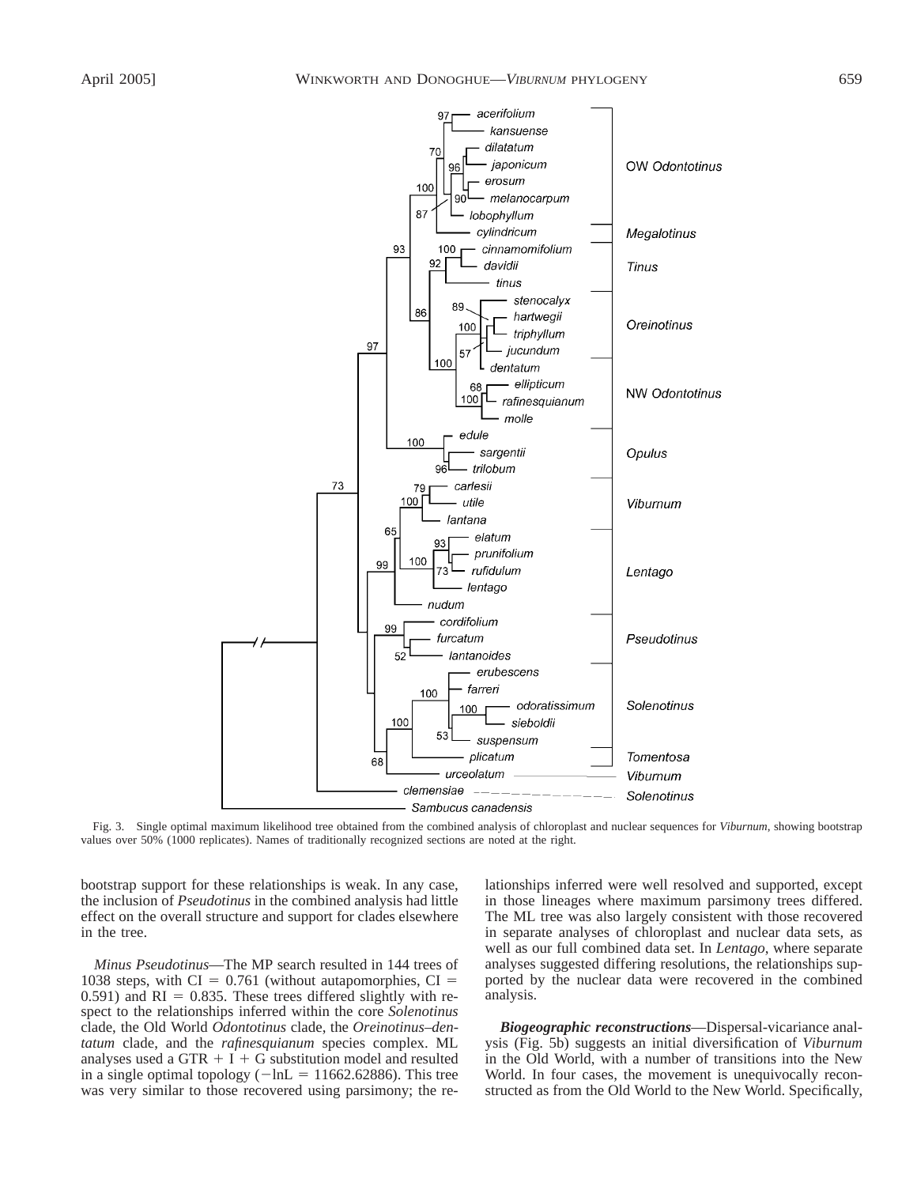Fig. 3. Single optimal maximum likelihood tree obtained from the combined analysis of chloroplast and nuclear sequences for *Viburnum*, showing bootstrap values over 50% (1000 replicates). Names of traditionally recognized sections are noted at the right.

bootstrap support for these relationships is weak. In any case, the inclusion of *Pseudotinus* in the combined analysis had little effect on the overall structure and support for clades elsewhere in the tree.

*Minus Pseudotinus*—The MP search resulted in 144 trees of 1038 steps, with CI = 0.761 (without autapomorphies, CI = 0.591) and RI = 0.835. These trees differed slightly with respect to the relationships inferred within the core *Solenotinus* clade, the Old World *Odontotinus* clade, the *Oreinotinus*–*dentatum* clade, and the *rafinesquianum* species complex. ML analyses used a GTR + I + G substitution model and resulted in a single optimal topology (−lnL = 11662.62886). This tree was very similar to those recovered using parsimony; the relationships inferred were well resolved and supported, except in those lineages where maximum parsimony trees differed. The ML tree was also largely consistent with those recovered in separate analyses of chloroplast and nuclear data sets, as well as our full combined data set. In *Lentago*, where separate analyses suggested differing resolutions, the relationships supported by the nuclear data were recovered in the combined analysis.

***Biogeographic reconstructions***—Dispersal-vicariance analysis (Fig. 5b) suggests an initial diversification of *Viburnum* in the Old World, with a number of transitions into the New World. In four cases, the movement is unequivocally reconstructed as from the Old World to the New World. Specifically,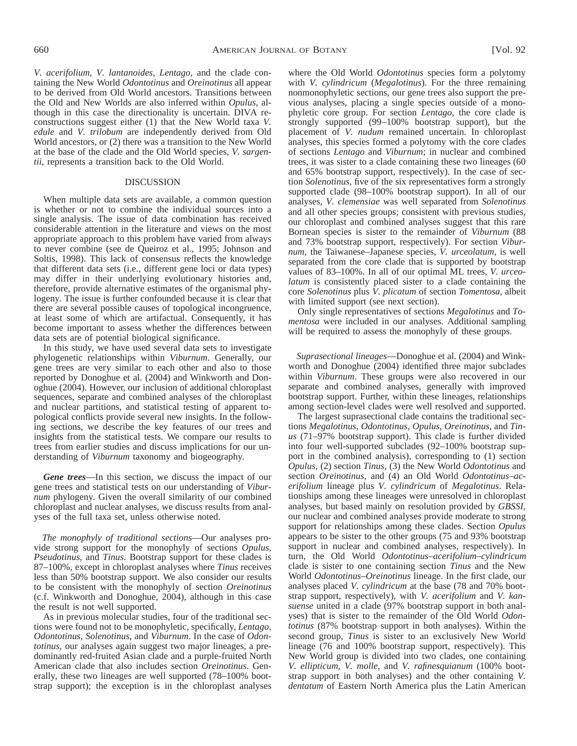*V. acerifolium*, *V. lantanoides*, *Lentago*, and the clade containing the New World *Odontotinus* and *Oreinotinus* all appear to be derived from Old World ancestors. Transitions between the Old and New Worlds are also inferred within *Opulus*, although in this case the directionality is uncertain. DIVA reconstructions suggest either (1) that the New World taxa *V. edule* and *V. trilobum* are independently derived from Old World ancestors, or (2) there was a transition to the New World at the base of the clade and the Old World species, *V. sargentii*, represents a transition back to the Old World.

## DISCUSSION

When multiple data sets are available, a common question is whether or not to combine the individual sources into a single analysis. The issue of data combination has received considerable attention in the literature and views on the most appropriate approach to this problem have varied from always to never combine (see de Queiroz et al., 1995; Johnson and Soltis, 1998). This lack of consensus reflects the knowledge that different data sets (i.e., different gene loci or data types) may differ in their underlying evolutionary histories and, therefore, provide alternative estimates of the organismal phylogeny. The issue is further confounded because it is clear that there are several possible causes of topological incongruence, at least some of which are artifactual. Consequently, it has become important to assess whether the differences between data sets are of potential biological significance.

In this study, we have used several data sets to investigate phylogenetic relationships within *Viburnum*. Generally, our gene trees are very similar to each other and also to those reported by Donoghue et al. (2004) and Winkworth and Donoghue (2004). However, our inclusion of additional chloroplast sequences, separate and combined analyses of the chloroplast and nuclear partitions, and statistical testing of apparent topological conflicts provide several new insights. In the following sections, we describe the key features of our trees and insights from the statistical tests. We compare our results to trees from earlier studies and discuss implications for our understanding of *Viburnum* taxonomy and biogeography.

***Gene trees***—In this section, we discuss the impact of our gene trees and statistical tests on our understanding of *Viburnum* phylogeny. Given the overall similarity of our combined chloroplast and nuclear analyses, we discuss results from analyses of the full taxa set, unless otherwise noted.

*The monophyly of traditional sections*—Our analyses provide strong support for the monophyly of sections *Opulus*, *Pseudotinus*, and *Tinus*. Bootstrap support for these clades is 87–100%, except in chloroplast analyses where *Tinus* receives less than 50% bootstrap support. We also consider our results to be consistent with the monophyly of section *Oreinotinus* (c.f. Winkworth and Donoghue, 2004), although in this case the result is not well supported.

As in previous molecular studies, four of the traditional sections were found not to be monophyletic, specifically, *Lentago*, *Odontotinus*, *Solenotinus*, and *Viburnum*. In the case of *Odontotinus*, our analyses again suggest two major lineages, a predominantly red-fruited Asian clade and a purple-fruited North American clade that also includes section *Oreinotinus*. Generally, these two lineages are well supported (78–100% bootstrap support); the exception is in the chloroplast analyses where the Old World *Odontotinus* species form a polytomy with *V. cylindricum* (*Megalotinus*). For the three remaining nonmonophyletic sections, our gene trees also support the previous analyses, placing a single species outside of a monophyletic core group. For section *Lentago*, the core clade is strongly supported (99–100% bootstrap support), but the placement of *V. nudum* remained uncertain. In chloroplast analyses, this species formed a polytomy with the core clades of sections *Lentago* and *Viburnum*; in nuclear and combined trees, it was sister to a clade containing these two lineages (60 and 65% bootstrap support, respectively). In the case of section *Solenotinus*, five of the six representatives form a strongly supported clade (98–100% bootstrap support). In all of our analyses, *V. clemensiae* was well separated from *Solenotinus* and all other species groups; consistent with previous studies, our chloroplast and combined analyses suggest that this rare Bornean species is sister to the remainder of *Viburnum* (88 and 73% bootstrap support, respectively). For section *Viburnum*, the Taiwanese–Japanese species, *V. urceolatum*, is well separated from the core clade that is supported by bootstrap values of 83–100%. In all of our optimal ML trees, *V. urceolatum* is consistently placed sister to a clade containing the core *Solenotinus* plus *V. plicatum* of section *Tomentosa*, albeit with limited support (see next section).

Only single representatives of sections *Megalotinus* and *Tomentosa* were included in our analyses. Additional sampling will be required to assess the monophyly of these groups.

*Suprasectional lineages*—Donoghue et al. (2004) and Winkworth and Donoghue (2004) identified three major subclades within *Viburnum*. These groups were also recovered in our separate and combined analyses, generally with improved bootstrap support. Further, within these lineages, relationships among section-level clades were well resolved and supported.

The largest suprasectional clade contains the traditional sections *Megalotinus*, *Odontotinus*, *Opulus*, *Oreinotinus*, and *Tinus* (71–97% bootstrap support). This clade is further divided into four well-supported subclades (92–100% bootstrap support in the combined analysis), corresponding to (1) section *Opulus*, (2) section *Tinus*, (3) the New World *Odontotinus* and section *Oreinotinus*, and (4) an Old World *Odontotinus*–*acerifolium* lineage plus *V. cylindricum* of *Megalotinus*. Relationships among these lineages were unresolved in chloroplast analyses, but based mainly on resolution provided by *GBSSI*, our nuclear and combined analyses provide moderate to strong support for relationships among these clades. Section *Opulus* appears to be sister to the other groups (75 and 93% bootstrap support in nuclear and combined analyses, respectively). In turn, the Old World *Odontotinus*–*acerifolium*–*cylindricum* clade is sister to one containing section *Tinus* and the New World *Odontotinus*–*Oreinotinus* lineage. In the first clade, our analyses placed *V. cylindricum* at the base (78 and 70% bootstrap support, respectively), with *V. acerifolium* and *V. kansuense* united in a clade (97% bootstrap support in both analyses) that is sister to the remainder of the Old World *Odontotinus* (87% bootstrap support in both analyses). Within the second group, *Tinus* is sister to an exclusively New World lineage (76 and 100% bootstrap support, respectively). This New World group is divided into two clades, one containing *V. ellipticum*, *V. molle*, and *V. rafinesquianum* (100% bootstrap support in both analyses) and the other containing *V. dentatum* of Eastern North America plus the Latin American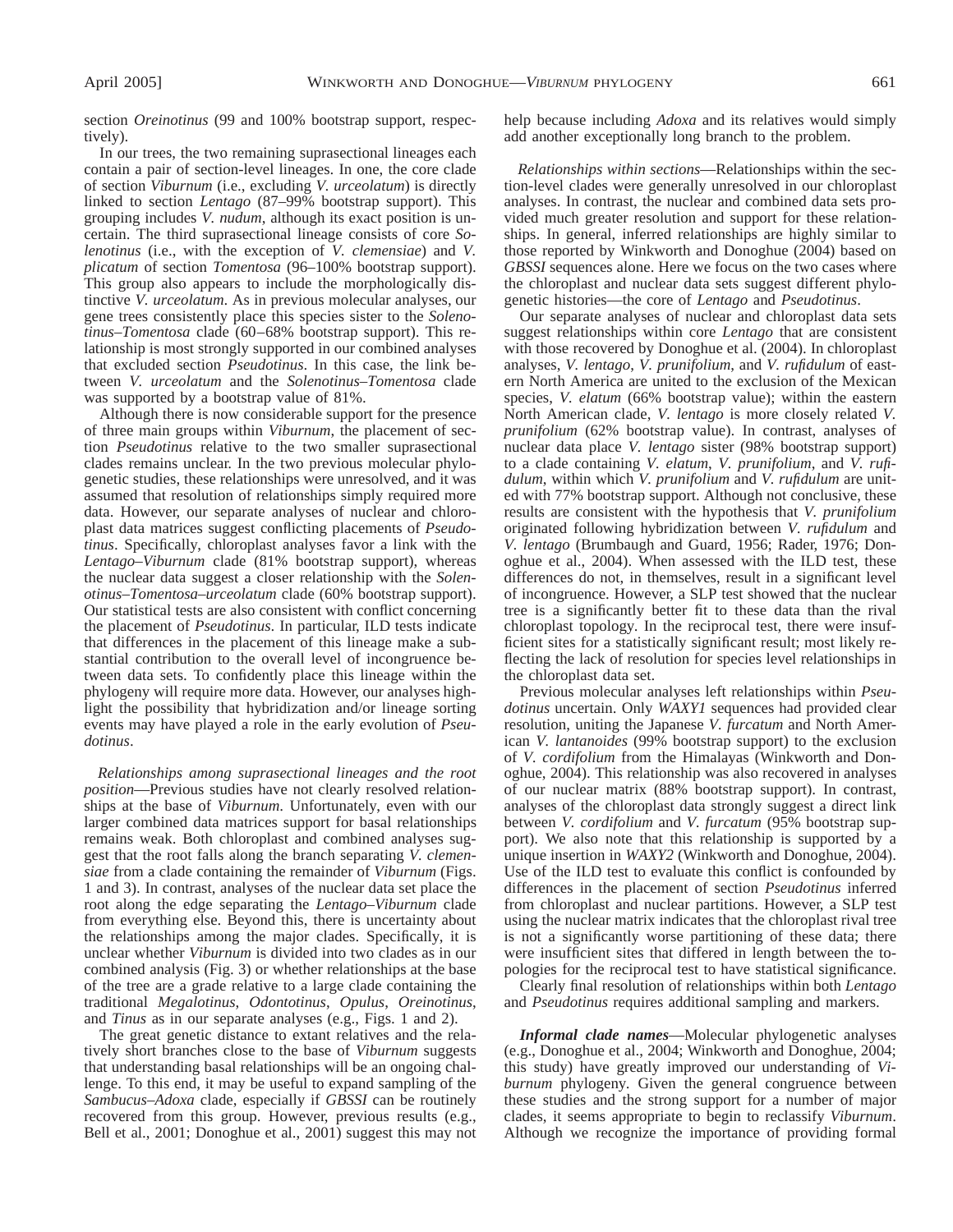section *Oreinotinus* (99 and 100% bootstrap support, respectively).

In our trees, the two remaining suprasectional lineages each contain a pair of section-level lineages. In one, the core clade of section *Viburnum* (i.e., excluding *V. urceolatum*) is directly linked to section *Lentago* (87–99% bootstrap support). This grouping includes *V. nudum*, although its exact position is uncertain. The third suprasectional lineage consists of core *Solenotinus* (i.e., with the exception of *V. clemensiae*) and *V. plicatum* of section *Tomentosa* (96–100% bootstrap support). This group also appears to include the morphologically distinctive *V. urceolatum*. As in previous molecular analyses, our gene trees consistently place this species sister to the *Solenotinus–Tomentosa* clade (60–68% bootstrap support). This relationship is most strongly supported in our combined analyses that excluded section *Pseudotinus*. In this case, the link between *V. urceolatum* and the *Solenotinus–Tomentosa* clade was supported by a bootstrap value of 81%.

Although there is now considerable support for the presence of three main groups within *Viburnum*, the placement of section *Pseudotinus* relative to the two smaller suprasectional clades remains unclear. In the two previous molecular phylogenetic studies, these relationships were unresolved, and it was assumed that resolution of relationships simply required more data. However, our separate analyses of nuclear and chloroplast data matrices suggest conflicting placements of *Pseudotinus*. Specifically, chloroplast analyses favor a link with the *Lentago–Viburnum* clade (81% bootstrap support), whereas the nuclear data suggest a closer relationship with the *Solenotinus–Tomentosa–urceolatum* clade (60% bootstrap support). Our statistical tests are also consistent with conflict concerning the placement of *Pseudotinus*. In particular, ILD tests indicate that differences in the placement of this lineage make a substantial contribution to the overall level of incongruence between data sets. To confidently place this lineage within the phylogeny will require more data. However, our analyses highlight the possibility that hybridization and/or lineage sorting events may have played a role in the early evolution of *Pseudotinus*.

*Relationships among suprasectional lineages and the root position*—Previous studies have not clearly resolved relationships at the base of *Viburnum*. Unfortunately, even with our larger combined data matrices support for basal relationships remains weak. Both chloroplast and combined analyses suggest that the root falls along the branch separating *V. clemensiae* from a clade containing the remainder of *Viburnum* (Figs. 1 and 3). In contrast, analyses of the nuclear data set place the root along the edge separating the *Lentago–Viburnum* clade from everything else. Beyond this, there is uncertainty about the relationships among the major clades. Specifically, it is unclear whether *Viburnum* is divided into two clades as in our combined analysis (Fig. 3) or whether relationships at the base of the tree are a grade relative to a large clade containing the traditional *Megalotinus*, *Odontotinus*, *Opulus*, *Oreinotinus*, and *Tinus* as in our separate analyses (e.g., Figs. 1 and 2).

The great genetic distance to extant relatives and the relatively short branches close to the base of *Viburnum* suggests that understanding basal relationships will be an ongoing challenge. To this end, it may be useful to expand sampling of the *Sambucus–Adoxa* clade, especially if *GBSSI* can be routinely recovered from this group. However, previous results (e.g., Bell et al., 2001; Donoghue et al., 2001) suggest this may not help because including *Adoxa* and its relatives would simply add another exceptionally long branch to the problem.

*Relationships within sections*—Relationships within the section-level clades were generally unresolved in our chloroplast analyses. In contrast, the nuclear and combined data sets provided much greater resolution and support for these relationships. In general, inferred relationships are highly similar to those reported by Winkworth and Donoghue (2004) based on *GBSSI* sequences alone. Here we focus on the two cases where the chloroplast and nuclear data sets suggest different phylogenetic histories—the core of *Lentago* and *Pseudotinus*.

Our separate analyses of nuclear and chloroplast data sets suggest relationships within core *Lentago* that are consistent with those recovered by Donoghue et al. (2004). In chloroplast analyses, *V. lentago*, *V. prunifolium*, and *V. rufidulum* of eastern North America are united to the exclusion of the Mexican species, *V. elatum* (66% bootstrap value); within the eastern North American clade, *V. lentago* is more closely related *V. prunifolium* (62% bootstrap value). In contrast, analyses of nuclear data place *V. lentago* sister (98% bootstrap support) to a clade containing *V. elatum*, *V. prunifolium*, and *V. rufidulum*, within which *V. prunifolium* and *V. rufidulum* are united with 77% bootstrap support. Although not conclusive, these results are consistent with the hypothesis that *V. prunifolium* originated following hybridization between *V. rufidulum* and *V. lentago* (Brumbaugh and Guard, 1956; Rader, 1976; Donoghue et al., 2004). When assessed with the ILD test, these differences do not, in themselves, result in a significant level of incongruence. However, a SLP test showed that the nuclear tree is a significantly better fit to these data than the rival chloroplast topology. In the reciprocal test, there were insufficient sites for a statistically significant result; most likely reflecting the lack of resolution for species level relationships in the chloroplast data set.

Previous molecular analyses left relationships within *Pseudotinus* uncertain. Only *WAXY1* sequences had provided clear resolution, uniting the Japanese *V. furcatum* and North American *V. lantanoides* (99% bootstrap support) to the exclusion of *V. cordifolium* from the Himalayas (Winkworth and Donoghue, 2004). This relationship was also recovered in analyses of our nuclear matrix (88% bootstrap support). In contrast, analyses of the chloroplast data strongly suggest a direct link between *V. cordifolium* and *V. furcatum* (95% bootstrap support). We also note that this relationship is supported by a unique insertion in *WAXY2* (Winkworth and Donoghue, 2004). Use of the ILD test to evaluate this conflict is confounded by differences in the placement of section *Pseudotinus* inferred from chloroplast and nuclear partitions. However, a SLP test using the nuclear matrix indicates that the chloroplast rival tree is not a significantly worse partitioning of these data; there were insufficient sites that differed in length between the topologies for the reciprocal test to have statistical significance.

Clearly final resolution of relationships within both *Lentago* and *Pseudotinus* requires additional sampling and markers.

***Informal clade names***—Molecular phylogenetic analyses (e.g., Donoghue et al., 2004; Winkworth and Donoghue, 2004; this study) have greatly improved our understanding of *Viburnum* phylogeny. Given the general congruence between these studies and the strong support for a number of major clades, it seems appropriate to begin to reclassify *Viburnum*. Although we recognize the importance of providing formal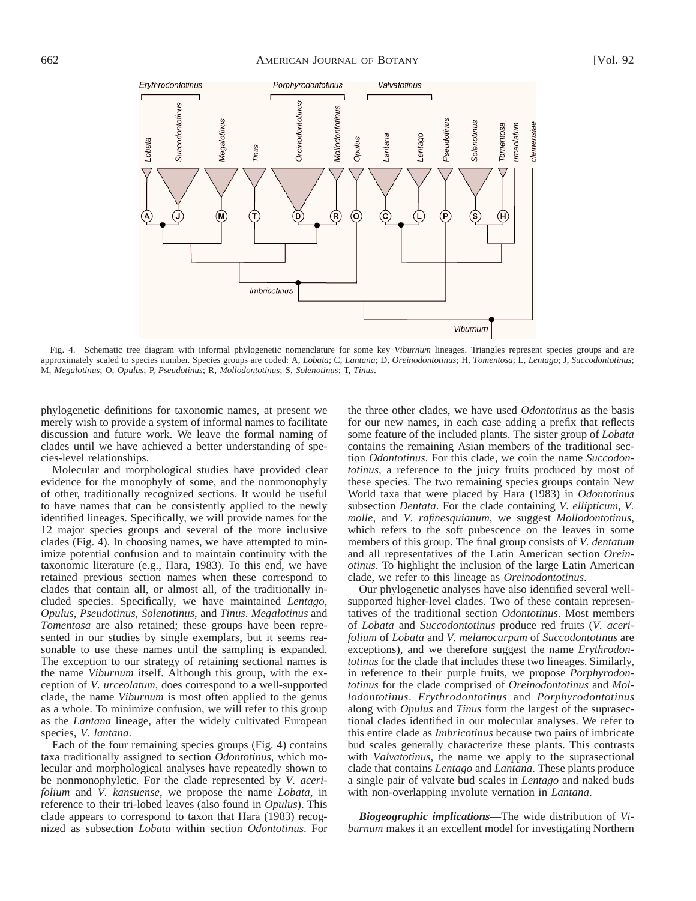Erythrodontotinus

Porphyrodontotinus

Valvatotinus

Lobata

Succodontotinus

Megalotinus

Tinus

Oreinodontotinus

Mollodontotinus

Opulus

Lantana

Lentago

Pseudotinus

Solenotinus

Tomentosa

urceolatum

clemensiae

A J M T D R O C L P S H

Imbricotinus

Viburnum

Fig. 4. Schematic tree diagram with informal phylogenetic nomenclature for some key *Viburnum* lineages. Triangles represent species groups and are approximately scaled to species number. Species groups are coded: A, *Lobata*; C, *Lantana*; D, *Oreinodontotinus*; H, *Tomentosa*; L, *Lentago*; J, *Succodontotinus*; M, *Megalotinus*; O, *Opulus*; P, *Pseudotinus*; R, *Mollodontotinus*; S, *Solenotinus*; T, *Tinus*.

phylogenetic definitions for taxonomic names, at present we merely wish to provide a system of informal names to facilitate discussion and future work. We leave the formal naming of clades until we have achieved a better understanding of species-level relationships.

Molecular and morphological studies have provided clear evidence for the monophyly of some, and the nonmonophyly of other, traditionally recognized sections. It would be useful to have names that can be consistently applied to the newly identified lineages. Specifically, we will provide names for the 12 major species groups and several of the more inclusive clades (Fig. 4). In choosing names, we have attempted to minimize potential confusion and to maintain continuity with the taxonomic literature (e.g., Hara, 1983). To this end, we have retained previous section names when these correspond to clades that contain all, or almost all, of the traditionally included species. Specifically, we have maintained *Lentago*, *Opulus*, *Pseudotinus*, *Solenotinus*, and *Tinus*. *Megalotinus* and *Tomentosa* are also retained; these groups have been represented in our studies by single exemplars, but it seems reasonable to use these names until the sampling is expanded. The exception to our strategy of retaining sectional names is the name *Viburnum* itself. Although this group, with the exception of *V. urceolatum*, does correspond to a well-supported clade, the name *Viburnum* is most often applied to the genus as a whole. To minimize confusion, we will refer to this group as the *Lantana* lineage, after the widely cultivated European species, *V. lantana*.

Each of the four remaining species groups (Fig. 4) contains taxa traditionally assigned to section *Odontotinus*, which molecular and morphological analyses have repeatedly shown to be nonmonophyletic. For the clade represented by *V. acerifolium* and *V. kansuense*, we propose the name *Lobata*, in reference to their tri-lobed leaves (also found in *Opulus*). This clade appears to correspond to taxon that Hara (1983) recognized as subsection *Lobata* within section *Odontotinus*. For the three other clades, we have used *Odontotinus* as the basis for our new names, in each case adding a prefix that reflects some feature of the included plants. The sister group of *Lobata* contains the remaining Asian members of the traditional section *Odontotinus*. For this clade, we coin the name *Succodontotinus*, a reference to the juicy fruits produced by most of these species. The two remaining species groups contain New World taxa that were placed by Hara (1983) in *Odontotinus* subsection *Dentata*. For the clade containing *V. ellipticum*, *V. molle*, and *V. rafinesquianum*, we suggest *Mollodontotinus*, which refers to the soft pubescence on the leaves in some members of this group. The final group consists of *V. dentatum* and all representatives of the Latin American section *Oreinotinus*. To highlight the inclusion of the large Latin American clade, we refer to this lineage as *Oreinodontotinus*.

Our phylogenetic analyses have also identified several well-supported higher-level clades. Two of these contain representatives of the traditional section *Odontotinus*. Most members of *Lobata* and *Succodontotinus* produce red fruits (*V. acerifolium* of *Lobata* and *V. melanocarpum* of *Succodontotinus* are exceptions), and we therefore suggest the name *Erythrodontotinus* for the clade that includes these two lineages. Similarly, in reference to their purple fruits, we propose *Porphyrodontotinus* for the clade comprised of *Oreinodontotinus* and *Mollodontotinus*. *Erythrodontotinus* and *Porphyrodontotinus* along with *Opulus* and *Tinus* form the largest of the suprasectional clades identified in our molecular analyses. We refer to this entire clade as *Imbricotinus* because two pairs of imbricate bud scales generally characterize these plants. This contrasts with *Valvatotinus*, the name we apply to the suprasectional clade that contains *Lentago* and *Lantana*. These plants produce a single pair of valvate bud scales in *Lentago* and naked buds with non-overlapping involute vernation in *Lantana*.

***Biogeographic implications***—The wide distribution of *Viburnum* makes it an excellent model for investigating Northern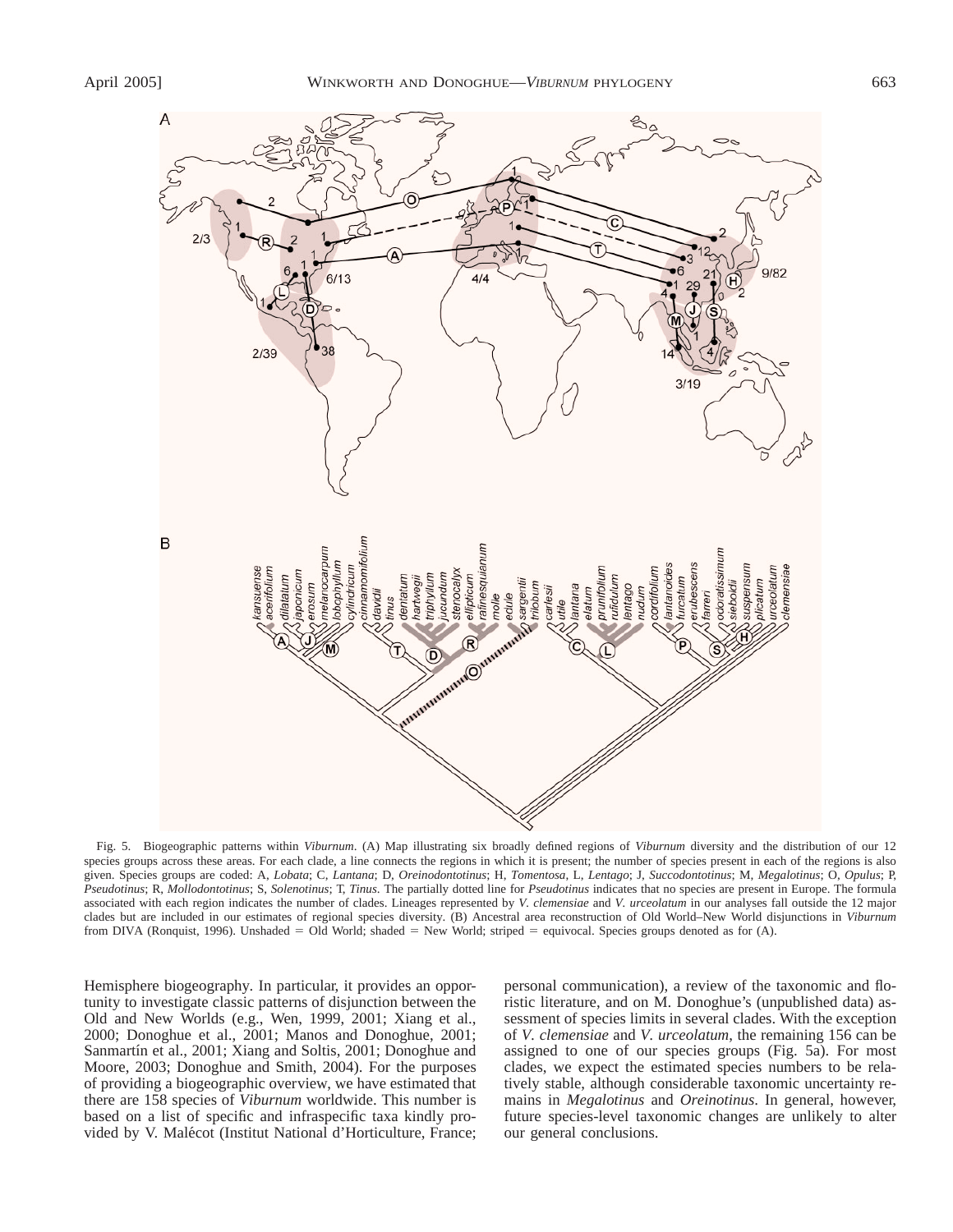Fig. 5. Biogeographic patterns within *Viburnum*. (A) Map illustrating six broadly defined regions of *Viburnum* diversity and the distribution of our 12 species groups across these areas. For each clade, a line connects the regions in which it is present; the number of species present in each of the regions is also given. Species groups are coded: A, *Lobata*; C, *Lantana*; D, *Oreinodontotinus*; H, *Tomentosa*, L, *Lentago*; J, *Succodontotinus*; M, *Megalotinus*; O, *Opulus*; P, *Pseudotinus*; R, *Mollodontotinus*; S, *Solenotinus*; T, *Tinus*. The partially dotted line for *Pseudotinus* indicates that no species are present in Europe. The formula associated with each region indicates the number of clades. Lineages represented by *V. clemensiae* and *V. urceolatum* in our analyses fall outside the 12 major clades but are included in our estimates of regional species diversity. (B) Ancestral area reconstruction of Old World–New World disjunctions in *Viburnum* from DIVA (Ronquist, 1996). Unshaded = Old World; shaded = New World; striped = equivocal. Species groups denoted as for (A).

Hemisphere biogeography. In particular, it provides an opportunity to investigate classic patterns of disjunction between the Old and New Worlds (e.g., Wen, 1999, 2001; Xiang et al., 2000; Donoghue et al., 2001; Manos and Donoghue, 2001; Sanmartín et al., 2001; Xiang and Soltis, 2001; Donoghue and Moore, 2003; Donoghue and Smith, 2004). For the purposes of providing a biogeographic overview, we have estimated that there are 158 species of *Viburnum* worldwide. This number is based on a list of specific and infraspecific taxa kindly provided by V. Malécot (Institut National d'Horticulture, France; personal communication), a review of the taxonomic and floristic literature, and on M. Donoghue's (unpublished data) assessment of species limits in several clades. With the exception of *V. clemensiae* and *V. urceolatum*, the remaining 156 can be assigned to one of our species groups (Fig. 5a). For most clades, we expect the estimated species numbers to be relatively stable, although considerable taxonomic uncertainty remains in *Megalotinus* and *Oreinotinus*. In general, however, future species-level taxonomic changes are unlikely to alter our general conclusions.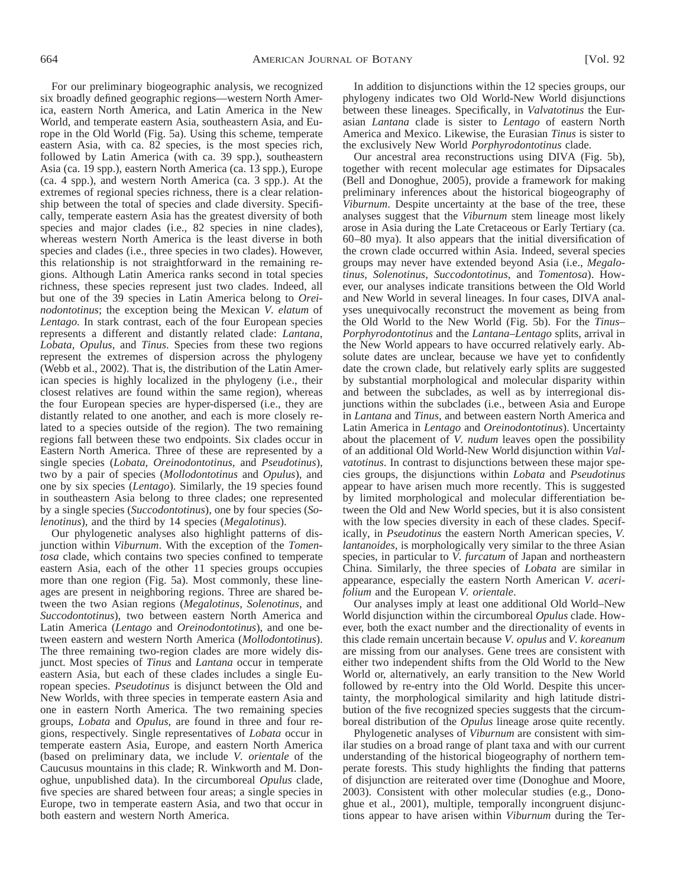For our preliminary biogeographic analysis, we recognized six broadly defined geographic regions—western North America, eastern North America, and Latin America in the New World, and temperate eastern Asia, southeastern Asia, and Europe in the Old World (Fig. 5a). Using this scheme, temperate eastern Asia, with ca. 82 species, is the most species rich, followed by Latin America (with ca. 39 spp.), southeastern Asia (ca. 19 spp.), eastern North America (ca. 13 spp.), Europe (ca. 4 spp.), and western North America (ca. 3 spp.). At the extremes of regional species richness, there is a clear relationship between the total of species and clade diversity. Specifically, temperate eastern Asia has the greatest diversity of both species and major clades (i.e., 82 species in nine clades), whereas western North America is the least diverse in both species and clades (i.e., three species in two clades). However, this relationship is not straightforward in the remaining regions. Although Latin America ranks second in total species richness, these species represent just two clades. Indeed, all but one of the 39 species in Latin America belong to *Oreinodontotinus*; the exception being the Mexican *V. elatum* of *Lentago.* In stark contrast, each of the four European species represents a different and distantly related clade: *Lantana, Lobata, Opulus*, and *Tinus*. Species from these two regions represent the extremes of dispersion across the phylogeny (Webb et al., 2002). That is, the distribution of the Latin American species is highly localized in the phylogeny (i.e., their closest relatives are found within the same region), whereas the four European species are hyper-dispersed (i.e., they are distantly related to one another, and each is more closely related to a species outside of the region). The two remaining regions fall between these two endpoints. Six clades occur in Eastern North America. Three of these are represented by a single species (*Lobata, Oreinodontotinus*, and *Pseudotinus*), two by a pair of species (*Mollodontotinus* and *Opulus*), and one by six species (*Lentago*). Similarly, the 19 species found in southeastern Asia belong to three clades; one represented by a single species (*Succodontotinus*), one by four species (*Solenotinus*), and the third by 14 species (*Megalotinus*).

Our phylogenetic analyses also highlight patterns of disjunction within *Viburnum*. With the exception of the *Tomentosa* clade, which contains two species confined to temperate eastern Asia, each of the other 11 species groups occupies more than one region (Fig. 5a). Most commonly, these lineages are present in neighboring regions. Three are shared between the two Asian regions (*Megalotinus, Solenotinus*, and *Succodontotinus*), two between eastern North America and Latin America (*Lentago* and *Oreinodontotinus*), and one between eastern and western North America (*Mollodontotinus*). The three remaining two-region clades are more widely disjunct. Most species of *Tinus* and *Lantana* occur in temperate eastern Asia, but each of these clades includes a single European species. *Pseudotinus* is disjunct between the Old and New Worlds, with three species in temperate eastern Asia and one in eastern North America. The two remaining species groups, *Lobata* and *Opulus*, are found in three and four regions, respectively. Single representatives of *Lobata* occur in temperate eastern Asia, Europe, and eastern North America (based on preliminary data, we include *V. orientale* of the Caucusus mountains in this clade; R. Winkworth and M. Donoghue, unpublished data). In the circumboreal *Opulus* clade, five species are shared between four areas; a single species in Europe, two in temperate eastern Asia, and two that occur in both eastern and western North America.

In addition to disjunctions within the 12 species groups, our phylogeny indicates two Old World-New World disjunctions between these lineages. Specifically, in *Valvatotinus* the Eurasian *Lantana* clade is sister to *Lentago* of eastern North America and Mexico. Likewise, the Eurasian *Tinus* is sister to the exclusively New World *Porphyrodontotinus* clade.

Our ancestral area reconstructions using DIVA (Fig. 5b), together with recent molecular age estimates for Dipsacales (Bell and Donoghue, 2005), provide a framework for making preliminary inferences about the historical biogeography of *Viburnum*. Despite uncertainty at the base of the tree, these analyses suggest that the *Viburnum* stem lineage most likely arose in Asia during the Late Cretaceous or Early Tertiary (ca. 60–80 mya). It also appears that the initial diversification of the crown clade occurred within Asia. Indeed, several species groups may never have extended beyond Asia (i.e., *Megalotinus, Solenotinus, Succodontotinus*, and *Tomentosa*). However, our analyses indicate transitions between the Old World and New World in several lineages. In four cases, DIVA analyses unequivocally reconstruct the movement as being from the Old World to the New World (Fig. 5b). For the *Tinus*–*Porphyrodontotinus* and the *Lantana–Lentago* splits, arrival in the New World appears to have occurred relatively early. Absolute dates are unclear, because we have yet to confidently date the crown clade, but relatively early splits are suggested by substantial morphological and molecular disparity within and between the subclades, as well as by interregional disjunctions within the subclades (i.e., between Asia and Europe in *Lantana* and *Tinus*, and between eastern North America and Latin America in *Lentago* and *Oreinodontotinus*). Uncertainty about the placement of *V. nudum* leaves open the possibility of an additional Old World-New World disjunction within *Valvatotinus*. In contrast to disjunctions between these major species groups, the disjunctions within *Lobata* and *Pseudotinus* appear to have arisen much more recently. This is suggested by limited morphological and molecular differentiation between the Old and New World species, but it is also consistent with the low species diversity in each of these clades. Specifically, in *Pseudotinus* the eastern North American species, *V. lantanoides*, is morphologically very similar to the three Asian species, in particular to *V. furcatum* of Japan and northeastern China. Similarly, the three species of *Lobata* are similar in appearance, especially the eastern North American *V. acerifolium* and the European *V. orientale*.

Our analyses imply at least one additional Old World–New World disjunction within the circumboreal *Opulus* clade. However, both the exact number and the directionality of events in this clade remain uncertain because *V. opulus* and *V. koreanum* are missing from our analyses. Gene trees are consistent with either two independent shifts from the Old World to the New World or, alternatively, an early transition to the New World followed by re-entry into the Old World. Despite this uncertainty, the morphological similarity and high latitude distribution of the five recognized species suggests that the circumboreal distribution of the *Opulus* lineage arose quite recently.

Phylogenetic analyses of *Viburnum* are consistent with similar studies on a broad range of plant taxa and with our current understanding of the historical biogeography of northern temperate forests. This study highlights the finding that patterns of disjunction are reiterated over time (Donoghue and Moore, 2003). Consistent with other molecular studies (e.g., Donoghue et al., 2001), multiple, temporally incongruent disjunctions appear to have arisen within *Viburnum* during the Ter-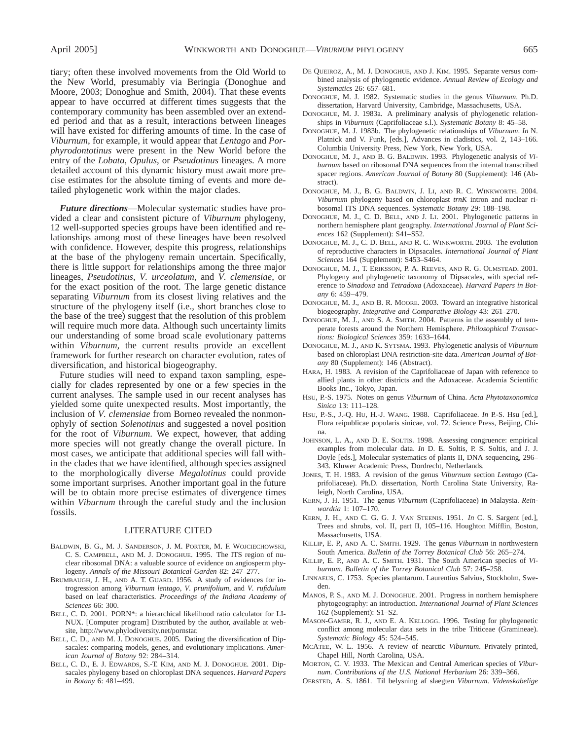tiary; often these involved movements from the Old World to the New World, presumably via Beringia (Donoghue and Moore, 2003; Donoghue and Smith, 2004). That these events appear to have occurred at different times suggests that the contemporary community has been assembled over an extended period and that as a result, interactions between lineages will have existed for differing amounts of time. In the case of *Viburnum*, for example, it would appear that *Lentago* and *Porphyrodontotinus* were present in the New World before the entry of the *Lobata*, *Opulus*, or *Pseudotinus* lineages. A more detailed account of this dynamic history must await more precise estimates for the absolute timing of events and more detailed phylogenetic work within the major clades.

***Future directions***—Molecular systematic studies have provided a clear and consistent picture of *Viburnum* phylogeny, 12 well-supported species groups have been identified and relationships among most of these lineages have been resolved with confidence. However, despite this progress, relationships at the base of the phylogeny remain uncertain. Specifically, there is little support for relationships among the three major lineages, *Pseudotinus*, *V. urceolatum*, and *V. clemensiae*, or for the exact position of the root. The large genetic distance separating *Viburnum* from its closest living relatives and the structure of the phylogeny itself (i.e., short branches close to the base of the tree) suggest that the resolution of this problem will require much more data. Although such uncertainty limits our understanding of some broad scale evolutionary patterns within *Viburnum*, the current results provide an excellent framework for further research on character evolution, rates of diversification, and historical biogeography.

Future studies will need to expand taxon sampling, especially for clades represented by one or a few species in the current analyses. The sample used in our recent analyses has yielded some quite unexpected results. Most importantly, the inclusion of *V. clemensiae* from Borneo revealed the nonmonophyly of section *Solenotinus* and suggested a novel position for the root of *Viburnum*. We expect, however, that adding more species will not greatly change the overall picture. In most cases, we anticipate that additional species will fall within the clades that we have identified, although species assigned to the morphologically diverse *Megalotinus* could provide some important surprises. Another important goal in the future will be to obtain more precise estimates of divergence times within *Viburnum* through the careful study and the inclusion fossils.

## LITERATURE CITED

Baldwin, B. G., M. J. Sanderson, J. M. Porter, M. F. Wojciechowski, C. S. Campbell, and M. J. Donoghue. 1995. The ITS region of nuclear ribosomal DNA: a valuable source of evidence on angiosperm phylogeny. *Annals of the Missouri Botanical Garden* 82: 247–277.

Brumbaugh, J. H., and A. T. Guard. 1956. A study of evidences for introgression among *Viburnum lentago*, *V. prunifolium*, and *V. rufidulum* based on leaf characteristics. *Proceedings of the Indiana Academy of Sciences* 66: 300.

Bell, C. D. 2001. PORN*: a hierarchical likelihood ratio calculator for LINUX. [Computer program] Distributed by the author, available at website, http://www.phylodiversity.net/pornstar.

Bell, C. D., and M. J. Donoghue. 2005. Dating the diversification of Dipsacales: comparing models, genes, and evolutionary implications. *American Journal of Botany* 92: 284–314.

Bell, C. D., E. J. Edwards, S.-T. Kim, and M. J. Donoghue. 2001. Dipsacales phylogeny based on chloroplast DNA sequences. *Harvard Papers in Botany* 6: 481–499.

De Queiroz, A., M. J. Donoghue, and J. Kim. 1995. Separate versus combined analysis of phylogenetic evidence. *Annual Review of Ecology and Systematics* 26: 657–681.

Donoghue, M. J. 1982. Systematic studies in the genus *Viburnum*. Ph.D. dissertation, Harvard University, Cambridge, Massachusetts, USA.

Donoghue, M. J. 1983a. A preliminary analysis of phylogenetic relationships in *Viburnum* (Caprifoliaceae s.l.). *Systematic Botany* 8: 45–58.

Donoghue, M. J. 1983b. The phylogenetic relationships of *Viburnum*. *In* N. Platnick and V. Funk, [eds.], Advances in cladistics, vol. 2, 143–166. Columbia University Press, New York, New York, USA.

Donoghue, M. J., and B. G. Baldwin. 1993. Phylogenetic analysis of *Viburnum* based on ribosomal DNA sequences from the internal transcribed spacer regions. *American Journal of Botany* 80 (Supplement): 146 (Abstract).

Donoghue, M. J., B. G. Baldwin, J. Li, and R. C. Winkworth. 2004. *Viburnum* phylogeny based on chloroplast *trnK* intron and nuclear ribosomal ITS DNA sequences. *Systematic Botany* 29: 188–198.

Donoghue, M. J., C. D. Bell, and J. Li. 2001. Phylogenetic patterns in northern hemisphere plant geography. *International Journal of Plant Sciences* 162 (Supplement): S41–S52.

Donoghue, M. J., C. D. Bell, and R. C. Winkworth. 2003. The evolution of reproductive characters in Dipsacales. *International Journal of Plant Sciences* 164 (Supplement): S453–S464.

Donoghue, M. J., T. Eriksson, P. A. Reeves, and R. G. Olmstead. 2001. Phylogeny and phylogenetic taxonomy of Dipsacales, with special reference to *Sinadoxa* and *Tetradoxa* (Adoxaceae). *Harvard Papers in Botany* 6: 459–479.

Donoghue, M. J., and B. R. Moore. 2003. Toward an integrative historical biogeography. *Integrative and Comparative Biology* 43: 261–270.

Donoghue, M. J., and S. A. Smith. 2004. Patterns in the assembly of temperate forests around the Northern Hemisphere. *Philosophical Transactions: Biological Sciences* 359: 1633–1644.

Donoghue, M. J., and K. Sytsma. 1993. Phylogenetic analysis of *Viburnum* based on chloroplast DNA restriction-site data. *American Journal of Botany* 80 (Supplement): 146 (Abstract).

Hara, H. 1983. A revision of the Caprifoliaceae of Japan with reference to allied plants in other districts and the Adoxaceae. Academia Scientific Books Inc., Tokyo, Japan.

Hsu, P.-S. 1975. Notes on genus *Viburnum* of China. *Acta Phytotaxonomica Sinica* 13: 111–128.

Hsu, P.-S., J.-Q. Hu, H.-J. Wang. 1988. Caprifoliaceae. *In* P.-S. Hsu [ed.], Flora reipublicae popularis sinicae, vol. 72. Science Press, Beijing, China.

Johnson, L. A., and D. E. Soltis. 1998. Assessing congruence: empirical examples from molecular data. *In* D. E. Soltis, P. S. Soltis, and J. J. Doyle [eds.], Molecular systematics of plants II, DNA sequencing, 296–343. Kluwer Academic Press, Dordrecht, Netherlands.

Jones, T. H. 1983. A revision of the genus *Viburnum* section *Lentago* (Caprifoliaceae). Ph.D. dissertation, North Carolina State University, Raleigh, North Carolina, USA.

Kern, J. H. 1951. The genus *Viburnum* (Caprifoliaceae) in Malaysia. *Reinwardtia* 1: 107–170.

Kern, J. H., and C. G. G. J. van Steenis. 1951. *In* C. S. Sargent [ed.], Trees and shrubs, vol. II, part II, 105–116. Houghton Mifflin, Boston, Massachusetts, USA.

Killip, E. P., and A. C. Smith. 1929. The genus *Viburnum* in northwestern South America. *Bulletin of the Torrey Botanical Club* 56: 265–274.

Killip, E. P., and A. C. Smith. 1931. The South American species of *Viburnum*. *Bulletin of the Torrey Botanical Club* 57: 245–258.

Linnaeus, C. 1753. Species plantarum. Laurentius Salvius, Stockholm, Sweden.

Manos, P. S., and M. J. Donoghue. 2001. Progress in northern hemisphere phytogeography: an introduction. *International Journal of Plant Sciences* 162 (Supplement): S1–S2.

Mason-Gamer, R. J., and E. A. Kellogg. 1996. Testing for phylogenetic conflict among molecular data sets in the tribe Triticeae (Gramineae). *Systematic Biology* 45: 524–545.

McAtee, W. L. 1956. A review of nearctic *Viburnum*. Privately printed, Chapel Hill, North Carolina, USA.

Morton, C. V. 1933. The Mexican and Central American species of *Viburnum*. *Contributions of the U.S. National Herbarium* 26: 339–366.

Oersted, A. S. 1861. Til belysning af slaegten *Viburnum*. *Videnskabelige*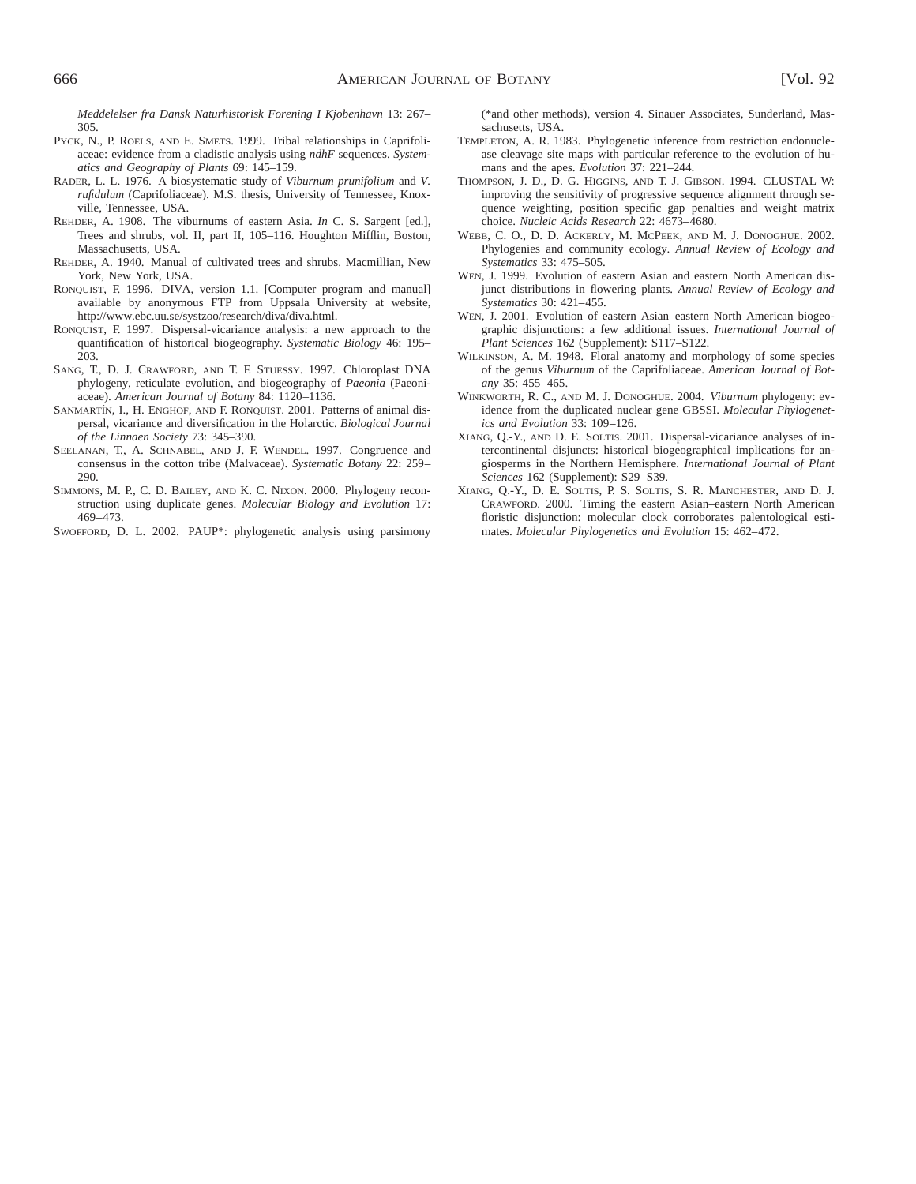*Meddelelser fra Dansk Naturhistorisk Forening I Kjobenhavn* 13: 267–305.

PYCK, N., P. ROELS, AND E. SMETS. 1999. Tribal relationships in Caprifoliaceae: evidence from a cladistic analysis using *ndhF* sequences. *Systematics and Geography of Plants* 69: 145–159.

RADER, L. L. 1976. A biosystematic study of *Viburnum prunifolium* and *V. rufidulum* (Caprifoliaceae). M.S. thesis, University of Tennessee, Knoxville, Tennessee, USA.

REHDER, A. 1908. The viburnums of eastern Asia. *In* C. S. Sargent [ed.], Trees and shrubs, vol. II, part II, 105–116. Houghton Mifflin, Boston, Massachusetts, USA.

REHDER, A. 1940. Manual of cultivated trees and shrubs. Macmillian, New York, New York, USA.

RONQUIST, F. 1996. DIVA, version 1.1. [Computer program and manual] available by anonymous FTP from Uppsala University at website, http://www.ebc.uu.se/systzoo/research/diva/diva.html.

RONQUIST, F. 1997. Dispersal-vicariance analysis: a new approach to the quantification of historical biogeography. *Systematic Biology* 46: 195–203.

SANG, T., D. J. CRAWFORD, AND T. F. STUESSY. 1997. Chloroplast DNA phylogeny, reticulate evolution, and biogeography of *Paeonia* (Paeoniaceae). *American Journal of Botany* 84: 1120–1136.

SANMARTÍN, I., H. ENGHOF, AND F. RONQUIST. 2001. Patterns of animal dispersal, vicariance and diversification in the Holarctic. *Biological Journal of the Linnaen Society* 73: 345–390.

SEELANAN, T., A. SCHNABEL, AND J. F. WENDEL. 1997. Congruence and consensus in the cotton tribe (Malvaceae). *Systematic Botany* 22: 259–290.

SIMMONS, M. P., C. D. BAILEY, AND K. C. NIXON. 2000. Phylogeny reconstruction using duplicate genes. *Molecular Biology and Evolution* 17: 469–473.

SWOFFORD, D. L. 2002. PAUP*: phylogenetic analysis using parsimony (*and other methods), version 4. Sinauer Associates, Sunderland, Massachusetts, USA.

TEMPLETON, A. R. 1983. Phylogenetic inference from restriction endonuclease cleavage site maps with particular reference to the evolution of humans and the apes. *Evolution* 37: 221–244.

THOMPSON, J. D., D. G. HIGGINS, AND T. J. GIBSON. 1994. CLUSTAL W: improving the sensitivity of progressive sequence alignment through sequence weighting, position specific gap penalties and weight matrix choice. *Nucleic Acids Research* 22: 4673–4680.

WEBB, C. O., D. D. ACKERLY, M. MCPEEK, AND M. J. DONOGHUE. 2002. Phylogenies and community ecology. *Annual Review of Ecology and Systematics* 33: 475–505.

WEN, J. 1999. Evolution of eastern Asian and eastern North American disjunct distributions in flowering plants. *Annual Review of Ecology and Systematics* 30: 421–455.

WEN, J. 2001. Evolution of eastern Asian–eastern North American biogeographic disjunctions: a few additional issues. *International Journal of Plant Sciences* 162 (Supplement): S117–S122.

WILKINSON, A. M. 1948. Floral anatomy and morphology of some species of the genus *Viburnum* of the Caprifoliaceae. *American Journal of Botany* 35: 455–465.

WINKWORTH, R. C., AND M. J. DONOGHUE. 2004. *Viburnum* phylogeny: evidence from the duplicated nuclear gene GBSSI. *Molecular Phylogenetics and Evolution* 33: 109–126.

XIANG, Q.-Y., AND D. E. SOLTIS. 2001. Dispersal-vicariance analyses of intercontinental disjuncts: historical biogeographical implications for angiosperms in the Northern Hemisphere. *International Journal of Plant Sciences* 162 (Supplement): S29–S39.

XIANG, Q.-Y., D. E. SOLTIS, P. S. SOLTIS, S. R. MANCHESTER, AND D. J. CRAWFORD. 2000. Timing the eastern Asian–eastern North American floristic disjunction: molecular clock corroborates palentological estimates. *Molecular Phylogenetics and Evolution* 15: 462–472.